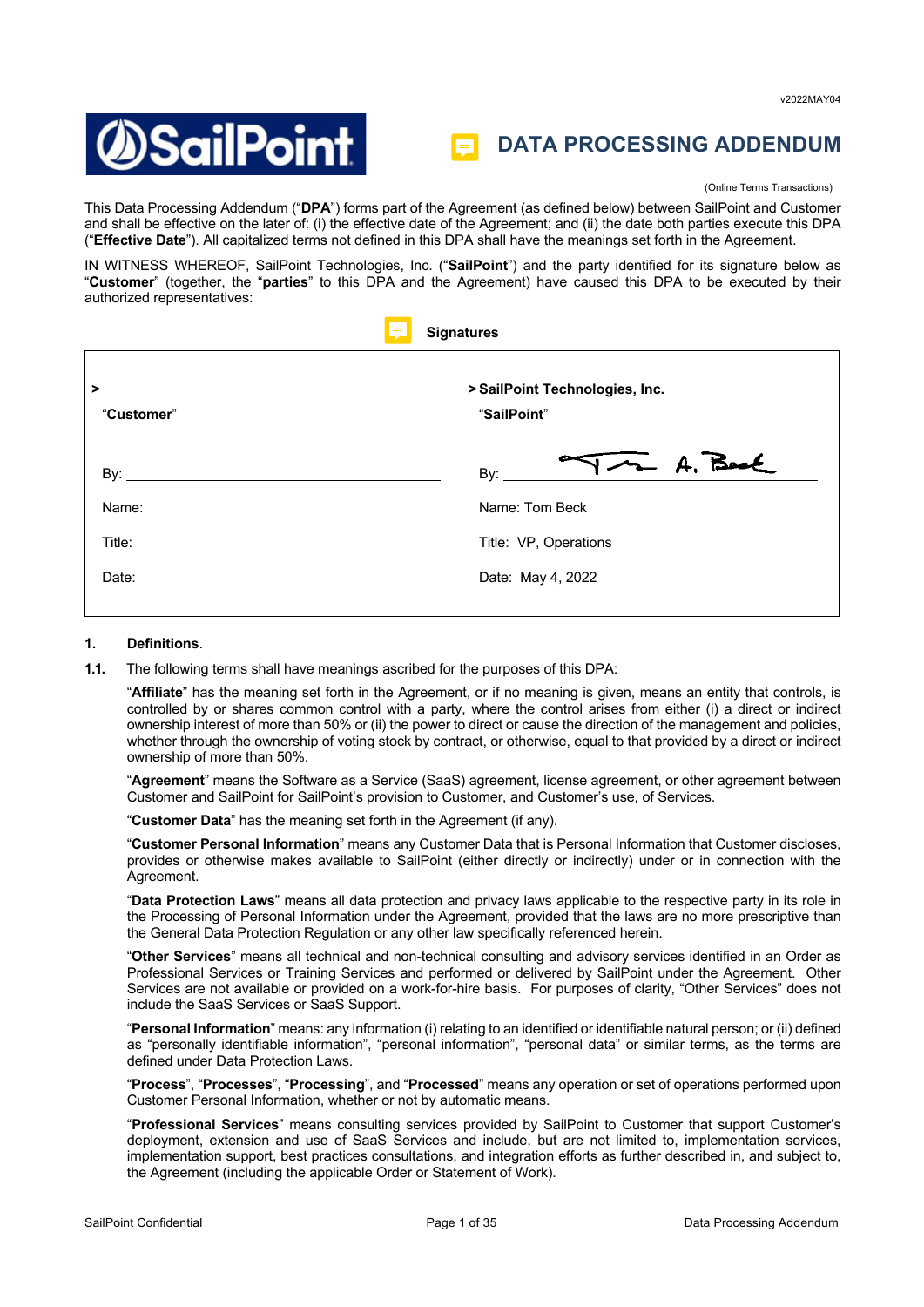v2022MAY04

# DATA PROCESSING ADDENDUM

(Online Terms Transactions)

This Data Processing Addendum ("**DPA**") forms part of the Agreement (as defined below) between SailPoint and Customer and shall be effective on the later of: (i) the effective date of the Agreement; and (ii) the date both parties execute this DPA ("**Effective Date**"). All capitalized terms not defined in this DPA shall have the meanings set forth in the Agreement.

IN WITNESS WHEREOF, SailPoint Technologies, Inc. ("**SailPoint**") and the party identified for its signature below as "**Customer**" (together, the "**parties**" to this DPA and the Agreement) have caused this DPA to be executed by their authorized representatives:

**Signatures**

| > "**Customer**" | > **SailPoint Technologies, Inc.** "**SailPoint**" |
|---|---|
| By: ______________________ | By: [signature] |
| Name: | Name: Tom Beck |
| Title: | Title: VP, Operations |
| Date: | Date: May 4, 2022 |

**1. Definitions**.

**1.1.** The following terms shall have meanings ascribed for the purposes of this DPA:

"**Affiliate**" has the meaning set forth in the Agreement, or if no meaning is given, means an entity that controls, is controlled by or shares common control with a party, where the control arises from either (i) a direct or indirect ownership interest of more than 50% or (ii) the power to direct or cause the direction of the management and policies, whether through the ownership of voting stock by contract, or otherwise, equal to that provided by a direct or indirect ownership of more than 50%.

"**Agreement**" means the Software as a Service (SaaS) agreement, license agreement, or other agreement between Customer and SailPoint for SailPoint's provision to Customer, and Customer's use, of Services.

"**Customer Data**" has the meaning set forth in the Agreement (if any).

"**Customer Personal Information**" means any Customer Data that is Personal Information that Customer discloses, provides or otherwise makes available to SailPoint (either directly or indirectly) under or in connection with the Agreement.

"**Data Protection Laws**" means all data protection and privacy laws applicable to the respective party in its role in the Processing of Personal Information under the Agreement, provided that the laws are no more prescriptive than the General Data Protection Regulation or any other law specifically referenced herein.

"**Other Services**" means all technical and non-technical consulting and advisory services identified in an Order as Professional Services or Training Services and performed or delivered by SailPoint under the Agreement. Other Services are not available or provided on a work-for-hire basis. For purposes of clarity, "Other Services" does not include the SaaS Services or SaaS Support.

"**Personal Information**" means: any information (i) relating to an identified or identifiable natural person; or (ii) defined as "personally identifiable information", "personal information", "personal data" or similar terms, as the terms are defined under Data Protection Laws.

"**Process**", "**Processes**", "**Processing**", and "**Processed**" means any operation or set of operations performed upon Customer Personal Information, whether or not by automatic means.

"**Professional Services**" means consulting services provided by SailPoint to Customer that support Customer's deployment, extension and use of SaaS Services and include, but are not limited to, implementation services, implementation support, best practices consultations, and integration efforts as further described in, and subject to, the Agreement (including the applicable Order or Statement of Work).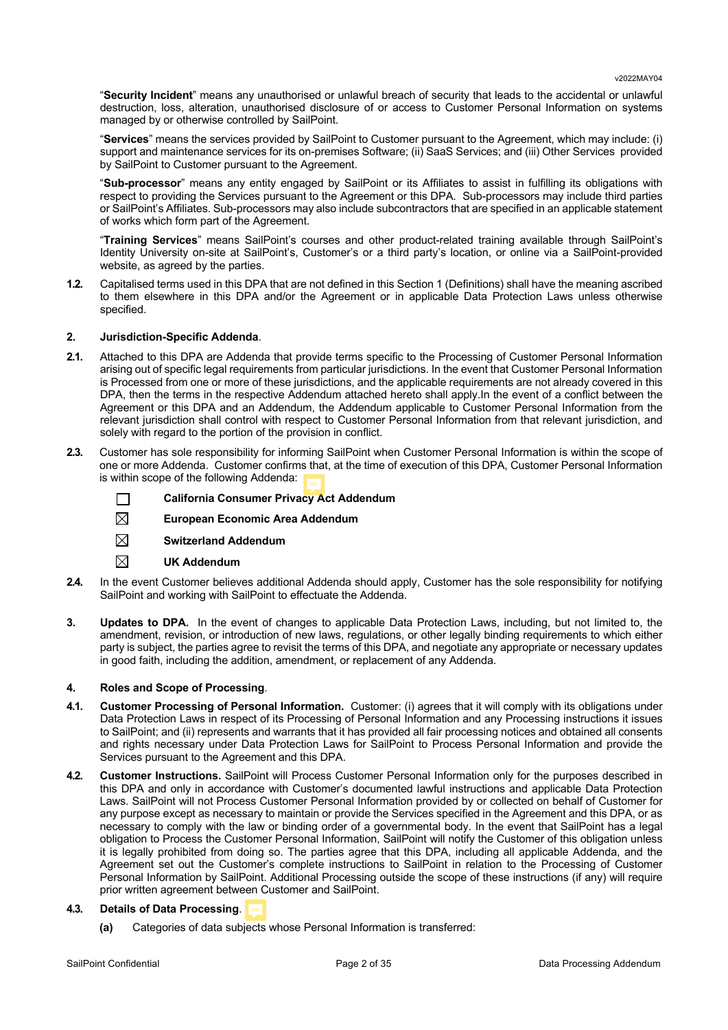"**Security Incident**" means any unauthorised or unlawful breach of security that leads to the accidental or unlawful destruction, loss, alteration, unauthorised disclosure of or access to Customer Personal Information on systems managed by or otherwise controlled by SailPoint.

"**Services**" means the services provided by SailPoint to Customer pursuant to the Agreement, which may include: (i) support and maintenance services for its on-premises Software; (ii) SaaS Services; and (iii) Other Services provided by SailPoint to Customer pursuant to the Agreement.

"**Sub-processor**" means any entity engaged by SailPoint or its Affiliates to assist in fulfilling its obligations with respect to providing the Services pursuant to the Agreement or this DPA. Sub-processors may include third parties or SailPoint's Affiliates. Sub-processors may also include subcontractors that are specified in an applicable statement of works which form part of the Agreement.

"**Training Services**" means SailPoint's courses and other product-related training available through SailPoint's Identity University on-site at SailPoint's, Customer's or a third party's location, or online via a SailPoint-provided website, as agreed by the parties.

**1.2.** Capitalised terms used in this DPA that are not defined in this Section 1 (Definitions) shall have the meaning ascribed to them elsewhere in this DPA and/or the Agreement or in applicable Data Protection Laws unless otherwise specified.

**2. Jurisdiction-Specific Addenda**.

**2.1.** Attached to this DPA are Addenda that provide terms specific to the Processing of Customer Personal Information arising out of specific legal requirements from particular jurisdictions. In the event that Customer Personal Information is Processed from one or more of these jurisdictions, and the applicable requirements are not already covered in this DPA, then the terms in the respective Addendum attached hereto shall apply.In the event of a conflict between the Agreement or this DPA and an Addendum, the Addendum applicable to Customer Personal Information from the relevant jurisdiction shall control with respect to Customer Personal Information from that relevant jurisdiction, and solely with regard to the portion of the provision in conflict.

**2.3.** Customer has sole responsibility for informing SailPoint when Customer Personal Information is within the scope of one or more Addenda. Customer confirms that, at the time of execution of this DPA, Customer Personal Information is within scope of the following Addenda:

- ☐ **California Consumer Privacy Act Addendum**
- ☒ **European Economic Area Addendum**
- ☒ **Switzerland Addendum**
- ☒ **UK Addendum**

**2.4.** In the event Customer believes additional Addenda should apply, Customer has the sole responsibility for notifying SailPoint and working with SailPoint to effectuate the Addenda.

**3. Updates to DPA.** In the event of changes to applicable Data Protection Laws, including, but not limited to, the amendment, revision, or introduction of new laws, regulations, or other legally binding requirements to which either party is subject, the parties agree to revisit the terms of this DPA, and negotiate any appropriate or necessary updates in good faith, including the addition, amendment, or replacement of any Addenda.

**4. Roles and Scope of Processing**.

**4.1. Customer Processing of Personal Information.** Customer: (i) agrees that it will comply with its obligations under Data Protection Laws in respect of its Processing of Personal Information and any Processing instructions it issues to SailPoint; and (ii) represents and warrants that it has provided all fair processing notices and obtained all consents and rights necessary under Data Protection Laws for SailPoint to Process Personal Information and provide the Services pursuant to the Agreement and this DPA.

**4.2. Customer Instructions.** SailPoint will Process Customer Personal Information only for the purposes described in this DPA and only in accordance with Customer's documented lawful instructions and applicable Data Protection Laws. SailPoint will not Process Customer Personal Information provided by or collected on behalf of Customer for any purpose except as necessary to maintain or provide the Services specified in the Agreement and this DPA, or as necessary to comply with the law or binding order of a governmental body. In the event that SailPoint has a legal obligation to Process the Customer Personal Information, SailPoint will notify the Customer of this obligation unless it is legally prohibited from doing so. The parties agree that this DPA, including all applicable Addenda, and the Agreement set out the Customer's complete instructions to SailPoint in relation to the Processing of Customer Personal Information by SailPoint. Additional Processing outside the scope of these instructions (if any) will require prior written agreement between Customer and SailPoint.

**4.3. Details of Data Processing**.

**(a)** Categories of data subjects whose Personal Information is transferred: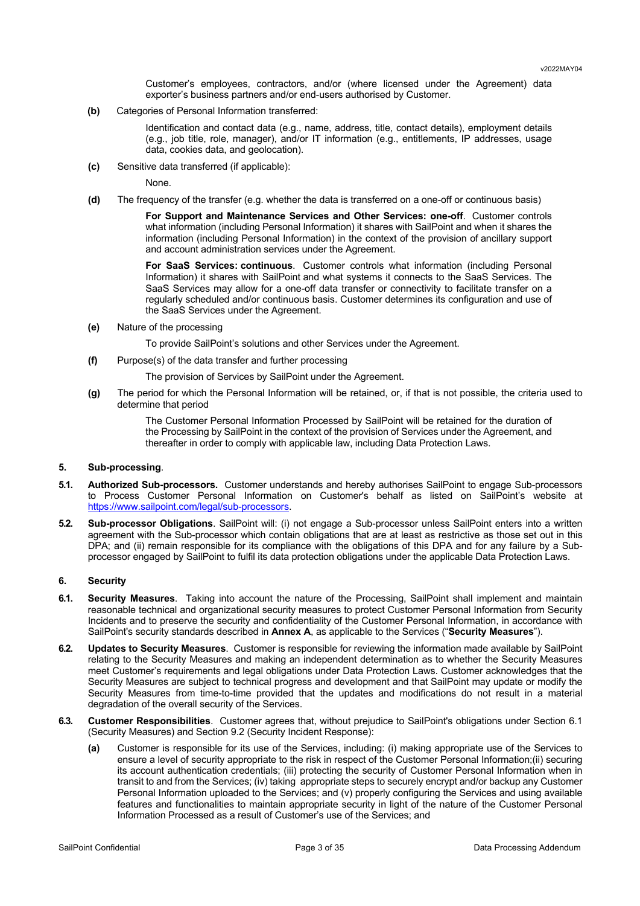Customer's employees, contractors, and/or (where licensed under the Agreement) data exporter's business partners and/or end-users authorised by Customer.

**(b)** Categories of Personal Information transferred:

Identification and contact data (e.g., name, address, title, contact details), employment details (e.g., job title, role, manager), and/or IT information (e.g., entitlements, IP addresses, usage data, cookies data, and geolocation).

**(c)** Sensitive data transferred (if applicable):

None.

**(d)** The frequency of the transfer (e.g. whether the data is transferred on a one-off or continuous basis)

**For Support and Maintenance Services and Other Services: one-off**. Customer controls what information (including Personal Information) it shares with SailPoint and when it shares the information (including Personal Information) in the context of the provision of ancillary support and account administration services under the Agreement.

**For SaaS Services: continuous**. Customer controls what information (including Personal Information) it shares with SailPoint and what systems it connects to the SaaS Services. The SaaS Services may allow for a one-off data transfer or connectivity to facilitate transfer on a regularly scheduled and/or continuous basis. Customer determines its configuration and use of the SaaS Services under the Agreement.

**(e)** Nature of the processing

To provide SailPoint's solutions and other Services under the Agreement.

**(f)** Purpose(s) of the data transfer and further processing

The provision of Services by SailPoint under the Agreement.

**(g)** The period for which the Personal Information will be retained, or, if that is not possible, the criteria used to determine that period

The Customer Personal Information Processed by SailPoint will be retained for the duration of the Processing by SailPoint in the context of the provision of Services under the Agreement, and thereafter in order to comply with applicable law, including Data Protection Laws.

## 5. Sub-processing.

**5.1. Authorized Sub-processors.** Customer understands and hereby authorises SailPoint to engage Sub-processors to Process Customer Personal Information on Customer's behalf as listed on SailPoint's website at https://www.sailpoint.com/legal/sub-processors.

**5.2. Sub-processor Obligations**. SailPoint will: (i) not engage a Sub-processor unless SailPoint enters into a written agreement with the Sub-processor which contain obligations that are at least as restrictive as those set out in this DPA; and (ii) remain responsible for its compliance with the obligations of this DPA and for any failure by a Sub-processor engaged by SailPoint to fulfil its data protection obligations under the applicable Data Protection Laws.

## 6. Security

**6.1. Security Measures**. Taking into account the nature of the Processing, SailPoint shall implement and maintain reasonable technical and organizational security measures to protect Customer Personal Information from Security Incidents and to preserve the security and confidentiality of the Customer Personal Information, in accordance with SailPoint's security standards described in **Annex A**, as applicable to the Services ("**Security Measures**").

**6.2. Updates to Security Measures**. Customer is responsible for reviewing the information made available by SailPoint relating to the Security Measures and making an independent determination as to whether the Security Measures meet Customer's requirements and legal obligations under Data Protection Laws. Customer acknowledges that the Security Measures are subject to technical progress and development and that SailPoint may update or modify the Security Measures from time-to-time provided that the updates and modifications do not result in a material degradation of the overall security of the Services.

**6.3. Customer Responsibilities**. Customer agrees that, without prejudice to SailPoint's obligations under Section 6.1 (Security Measures) and Section 9.2 (Security Incident Response):

**(a)** Customer is responsible for its use of the Services, including: (i) making appropriate use of the Services to ensure a level of security appropriate to the risk in respect of the Customer Personal Information;(ii) securing its account authentication credentials; (iii) protecting the security of Customer Personal Information when in transit to and from the Services; (iv) taking appropriate steps to securely encrypt and/or backup any Customer Personal Information uploaded to the Services; and (v) properly configuring the Services and using available features and functionalities to maintain appropriate security in light of the nature of the Customer Personal Information Processed as a result of Customer's use of the Services; and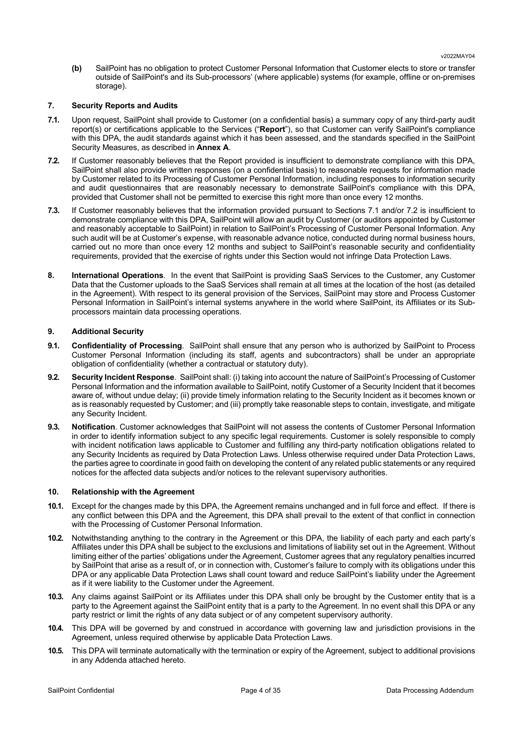**(b)** SailPoint has no obligation to protect Customer Personal Information that Customer elects to store or transfer outside of SailPoint's and its Sub-processors' (where applicable) systems (for example, offline or on-premises storage).

## 7. Security Reports and Audits

**7.1.** Upon request, SailPoint shall provide to Customer (on a confidential basis) a summary copy of any third-party audit report(s) or certifications applicable to the Services ("**Report**"), so that Customer can verify SailPoint's compliance with this DPA, the audit standards against which it has been assessed, and the standards specified in the SailPoint Security Measures, as described in **Annex A**.

**7.2.** If Customer reasonably believes that the Report provided is insufficient to demonstrate compliance with this DPA, SailPoint shall also provide written responses (on a confidential basis) to reasonable requests for information made by Customer related to its Processing of Customer Personal Information, including responses to information security and audit questionnaires that are reasonably necessary to demonstrate SailPoint's compliance with this DPA, provided that Customer shall not be permitted to exercise this right more than once every 12 months.

**7.3.** If Customer reasonably believes that the information provided pursuant to Sections 7.1 and/or 7.2 is insufficient to demonstrate compliance with this DPA, SailPoint will allow an audit by Customer (or auditors appointed by Customer and reasonably acceptable to SailPoint) in relation to SailPoint's Processing of Customer Personal Information. Any such audit will be at Customer's expense, with reasonable advance notice, conducted during normal business hours, carried out no more than once every 12 months and subject to SailPoint's reasonable security and confidentiality requirements, provided that the exercise of rights under this Section would not infringe Data Protection Laws.

**8. International Operations**. In the event that SailPoint is providing SaaS Services to the Customer, any Customer Data that the Customer uploads to the SaaS Services shall remain at all times at the location of the host (as detailed in the Agreement). With respect to its general provision of the Services, SailPoint may store and Process Customer Personal Information in SailPoint's internal systems anywhere in the world where SailPoint, its Affiliates or its Sub-processors maintain data processing operations.

## 9. Additional Security

**9.1. Confidentiality of Processing**. SailPoint shall ensure that any person who is authorized by SailPoint to Process Customer Personal Information (including its staff, agents and subcontractors) shall be under an appropriate obligation of confidentiality (whether a contractual or statutory duty).

**9.2. Security Incident Response**. SailPoint shall: (i) taking into account the nature of SailPoint's Processing of Customer Personal Information and the information available to SailPoint, notify Customer of a Security Incident that it becomes aware of, without undue delay; (ii) provide timely information relating to the Security Incident as it becomes known or as is reasonably requested by Customer; and (iii) promptly take reasonable steps to contain, investigate, and mitigate any Security Incident.

**9.3. Notification**. Customer acknowledges that SailPoint will not assess the contents of Customer Personal Information in order to identify information subject to any specific legal requirements. Customer is solely responsible to comply with incident notification laws applicable to Customer and fulfilling any third-party notification obligations related to any Security Incidents as required by Data Protection Laws. Unless otherwise required under Data Protection Laws, the parties agree to coordinate in good faith on developing the content of any related public statements or any required notices for the affected data subjects and/or notices to the relevant supervisory authorities.

## 10. Relationship with the Agreement

**10.1.** Except for the changes made by this DPA, the Agreement remains unchanged and in full force and effect. If there is any conflict between this DPA and the Agreement, this DPA shall prevail to the extent of that conflict in connection with the Processing of Customer Personal Information.

**10.2.** Notwithstanding anything to the contrary in the Agreement or this DPA, the liability of each party and each party's Affiliates under this DPA shall be subject to the exclusions and limitations of liability set out in the Agreement. Without limiting either of the parties' obligations under the Agreement, Customer agrees that any regulatory penalties incurred by SailPoint that arise as a result of, or in connection with, Customer's failure to comply with its obligations under this DPA or any applicable Data Protection Laws shall count toward and reduce SailPoint's liability under the Agreement as if it were liability to the Customer under the Agreement.

**10.3.** Any claims against SailPoint or its Affiliates under this DPA shall only be brought by the Customer entity that is a party to the Agreement against the SailPoint entity that is a party to the Agreement. In no event shall this DPA or any party restrict or limit the rights of any data subject or of any competent supervisory authority.

**10.4.** This DPA will be governed by and construed in accordance with governing law and jurisdiction provisions in the Agreement, unless required otherwise by applicable Data Protection Laws.

**10.5.** This DPA will terminate automatically with the termination or expiry of the Agreement, subject to additional provisions in any Addenda attached hereto.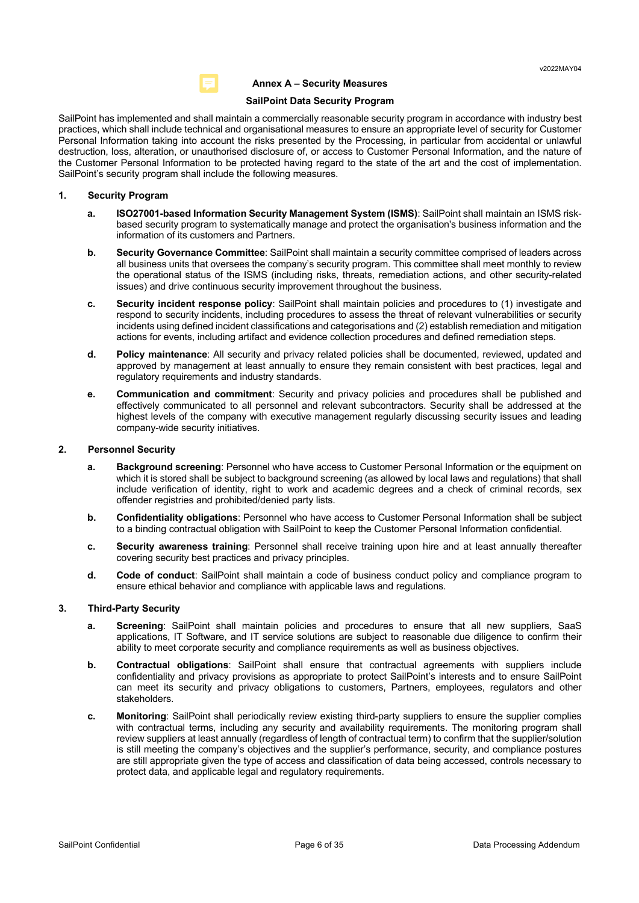v2022MAY04

## Annex A – Security Measures

### SailPoint Data Security Program

SailPoint has implemented and shall maintain a commercially reasonable security program in accordance with industry best practices, which shall include technical and organisational measures to ensure an appropriate level of security for Customer Personal Information taking into account the risks presented by the Processing, in particular from accidental or unlawful destruction, loss, alteration, or unauthorised disclosure of, or access to Customer Personal Information, and the nature of the Customer Personal Information to be protected having regard to the state of the art and the cost of implementation. SailPoint's security program shall include the following measures.

**1. Security Program**

- **a. ISO27001-based Information Security Management System (ISMS)**: SailPoint shall maintain an ISMS risk-based security program to systematically manage and protect the organisation's business information and the information of its customers and Partners.
- **b. Security Governance Committee**: SailPoint shall maintain a security committee comprised of leaders across all business units that oversees the company's security program. This committee shall meet monthly to review the operational status of the ISMS (including risks, threats, remediation actions, and other security-related issues) and drive continuous security improvement throughout the business.
- **c. Security incident response policy**: SailPoint shall maintain policies and procedures to (1) investigate and respond to security incidents, including procedures to assess the threat of relevant vulnerabilities or security incidents using defined incident classifications and categorisations and (2) establish remediation and mitigation actions for events, including artifact and evidence collection procedures and defined remediation steps.
- **d. Policy maintenance**: All security and privacy related policies shall be documented, reviewed, updated and approved by management at least annually to ensure they remain consistent with best practices, legal and regulatory requirements and industry standards.
- **e. Communication and commitment**: Security and privacy policies and procedures shall be published and effectively communicated to all personnel and relevant subcontractors. Security shall be addressed at the highest levels of the company with executive management regularly discussing security issues and leading company-wide security initiatives.

**2. Personnel Security**

- **a. Background screening**: Personnel who have access to Customer Personal Information or the equipment on which it is stored shall be subject to background screening (as allowed by local laws and regulations) that shall include verification of identity, right to work and academic degrees and a check of criminal records, sex offender registries and prohibited/denied party lists.
- **b. Confidentiality obligations**: Personnel who have access to Customer Personal Information shall be subject to a binding contractual obligation with SailPoint to keep the Customer Personal Information confidential.
- **c. Security awareness training**: Personnel shall receive training upon hire and at least annually thereafter covering security best practices and privacy principles.
- **d. Code of conduct**: SailPoint shall maintain a code of business conduct policy and compliance program to ensure ethical behavior and compliance with applicable laws and regulations.

**3. Third-Party Security**

- **a. Screening**: SailPoint shall maintain policies and procedures to ensure that all new suppliers, SaaS applications, IT Software, and IT service solutions are subject to reasonable due diligence to confirm their ability to meet corporate security and compliance requirements as well as business objectives.
- **b. Contractual obligations**: SailPoint shall ensure that contractual agreements with suppliers include confidentiality and privacy provisions as appropriate to protect SailPoint's interests and to ensure SailPoint can meet its security and privacy obligations to customers, Partners, employees, regulators and other stakeholders.
- **c. Monitoring**: SailPoint shall periodically review existing third-party suppliers to ensure the supplier complies with contractual terms, including any security and availability requirements. The monitoring program shall review suppliers at least annually (regardless of length of contractual term) to confirm that the supplier/solution is still meeting the company's objectives and the supplier's performance, security, and compliance postures are still appropriate given the type of access and classification of data being accessed, controls necessary to protect data, and applicable legal and regulatory requirements.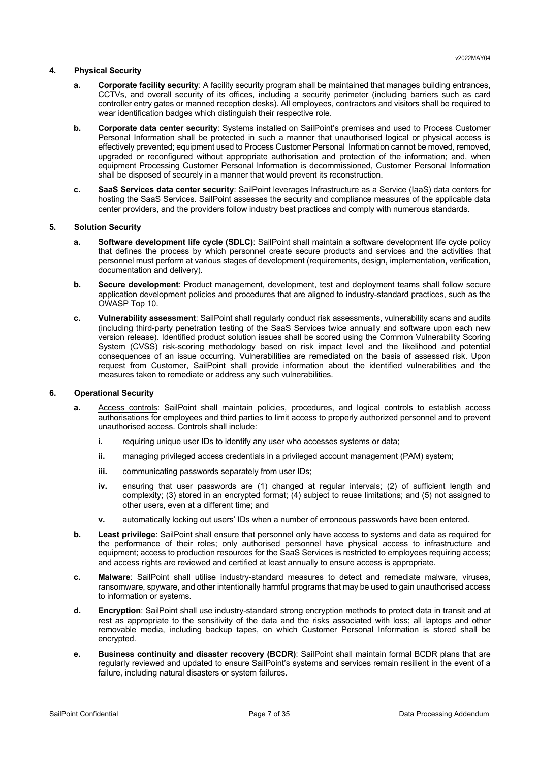## 4. Physical Security

**a. Corporate facility security**: A facility security program shall be maintained that manages building entrances, CCTVs, and overall security of its offices, including a security perimeter (including barriers such as card controller entry gates or manned reception desks). All employees, contractors and visitors shall be required to wear identification badges which distinguish their respective role.

**b. Corporate data center security**: Systems installed on SailPoint's premises and used to Process Customer Personal Information shall be protected in such a manner that unauthorised logical or physical access is effectively prevented; equipment used to Process Customer Personal Information cannot be moved, removed, upgraded or reconfigured without appropriate authorisation and protection of the information; and, when equipment Processing Customer Personal Information is decommissioned, Customer Personal Information shall be disposed of securely in a manner that would prevent its reconstruction.

**c. SaaS Services data center security**: SailPoint leverages Infrastructure as a Service (IaaS) data centers for hosting the SaaS Services. SailPoint assesses the security and compliance measures of the applicable data center providers, and the providers follow industry best practices and comply with numerous standards.

## 5. Solution Security

**a. Software development life cycle (SDLC)**: SailPoint shall maintain a software development life cycle policy that defines the process by which personnel create secure products and services and the activities that personnel must perform at various stages of development (requirements, design, implementation, verification, documentation and delivery).

**b. Secure development**: Product management, development, test and deployment teams shall follow secure application development policies and procedures that are aligned to industry-standard practices, such as the OWASP Top 10.

**c. Vulnerability assessment**: SailPoint shall regularly conduct risk assessments, vulnerability scans and audits (including third-party penetration testing of the SaaS Services twice annually and software upon each new version release). Identified product solution issues shall be scored using the Common Vulnerability Scoring System (CVSS) risk-scoring methodology based on risk impact level and the likelihood and potential consequences of an issue occurring. Vulnerabilities are remediated on the basis of assessed risk. Upon request from Customer, SailPoint shall provide information about the identified vulnerabilities and the measures taken to remediate or address any such vulnerabilities.

## 6. Operational Security

**a.** Access controls: SailPoint shall maintain policies, procedures, and logical controls to establish access authorisations for employees and third parties to limit access to properly authorized personnel and to prevent unauthorised access. Controls shall include:

- **i.** requiring unique user IDs to identify any user who accesses systems or data;
- **ii.** managing privileged access credentials in a privileged account management (PAM) system;
- **iii.** communicating passwords separately from user IDs;
- **iv.** ensuring that user passwords are (1) changed at regular intervals; (2) of sufficient length and complexity; (3) stored in an encrypted format; (4) subject to reuse limitations; and (5) not assigned to other users, even at a different time; and
- **v.** automatically locking out users' IDs when a number of erroneous passwords have been entered.

**b. Least privilege**: SailPoint shall ensure that personnel only have access to systems and data as required for the performance of their roles; only authorised personnel have physical access to infrastructure and equipment; access to production resources for the SaaS Services is restricted to employees requiring access; and access rights are reviewed and certified at least annually to ensure access is appropriate.

**c. Malware**: SailPoint shall utilise industry-standard measures to detect and remediate malware, viruses, ransomware, spyware, and other intentionally harmful programs that may be used to gain unauthorised access to information or systems.

**d. Encryption**: SailPoint shall use industry-standard strong encryption methods to protect data in transit and at rest as appropriate to the sensitivity of the data and the risks associated with loss; all laptops and other removable media, including backup tapes, on which Customer Personal Information is stored shall be encrypted.

**e. Business continuity and disaster recovery (BCDR)**: SailPoint shall maintain formal BCDR plans that are regularly reviewed and updated to ensure SailPoint's systems and services remain resilient in the event of a failure, including natural disasters or system failures.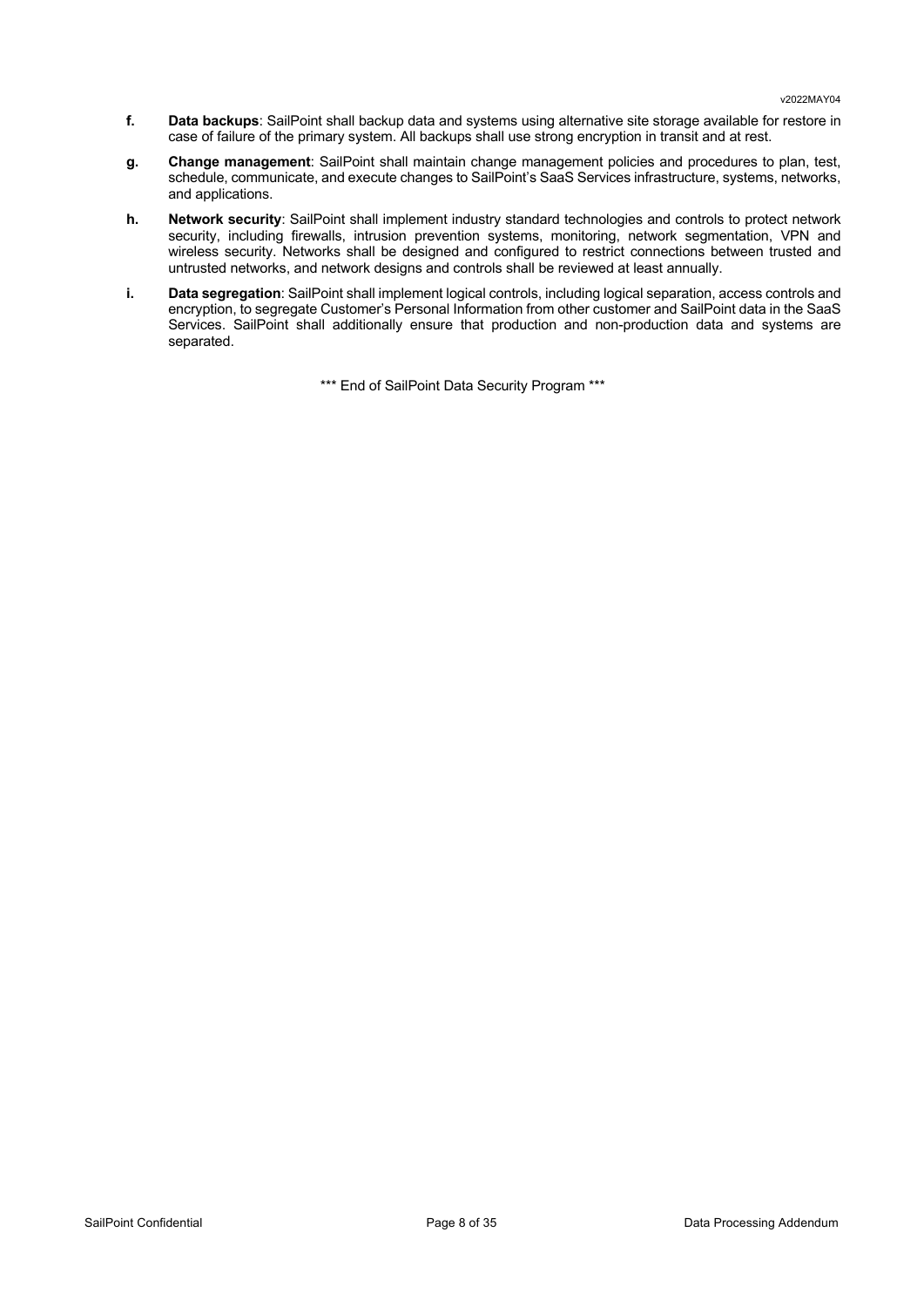**f.** **Data backups**: SailPoint shall backup data and systems using alternative site storage available for restore in case of failure of the primary system. All backups shall use strong encryption in transit and at rest.

**g.** **Change management**: SailPoint shall maintain change management policies and procedures to plan, test, schedule, communicate, and execute changes to SailPoint's SaaS Services infrastructure, systems, networks, and applications.

**h.** **Network security**: SailPoint shall implement industry standard technologies and controls to protect network security, including firewalls, intrusion prevention systems, monitoring, network segmentation, VPN and wireless security. Networks shall be designed and configured to restrict connections between trusted and untrusted networks, and network designs and controls shall be reviewed at least annually.

**i.** **Data segregation**: SailPoint shall implement logical controls, including logical separation, access controls and encryption, to segregate Customer's Personal Information from other customer and SailPoint data in the SaaS Services. SailPoint shall additionally ensure that production and non-production data and systems are separated.

*** End of SailPoint Data Security Program ***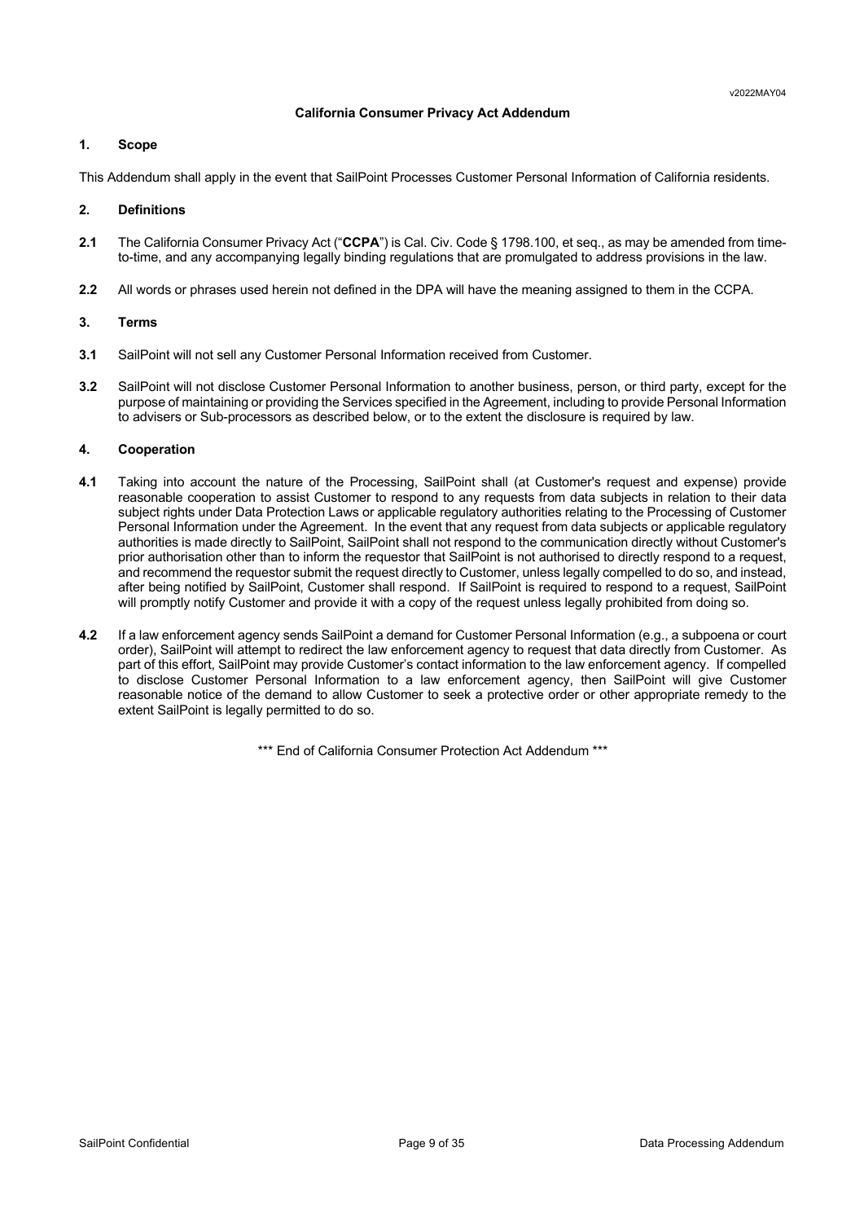v2022MAY04

## California Consumer Privacy Act Addendum

### 1. Scope

This Addendum shall apply in the event that SailPoint Processes Customer Personal Information of California residents.

### 2. Definitions

**2.1** The California Consumer Privacy Act ("**CCPA**") is Cal. Civ. Code § 1798.100, et seq., as may be amended from time-to-time, and any accompanying legally binding regulations that are promulgated to address provisions in the law.

**2.2** All words or phrases used herein not defined in the DPA will have the meaning assigned to them in the CCPA.

### 3. Terms

**3.1** SailPoint will not sell any Customer Personal Information received from Customer.

**3.2** SailPoint will not disclose Customer Personal Information to another business, person, or third party, except for the purpose of maintaining or providing the Services specified in the Agreement, including to provide Personal Information to advisers or Sub-processors as described below, or to the extent the disclosure is required by law.

### 4. Cooperation

**4.1** Taking into account the nature of the Processing, SailPoint shall (at Customer's request and expense) provide reasonable cooperation to assist Customer to respond to any requests from data subjects in relation to their data subject rights under Data Protection Laws or applicable regulatory authorities relating to the Processing of Customer Personal Information under the Agreement. In the event that any request from data subjects or applicable regulatory authorities is made directly to SailPoint, SailPoint shall not respond to the communication directly without Customer's prior authorisation other than to inform the requestor that SailPoint is not authorised to directly respond to a request, and recommend the requestor submit the request directly to Customer, unless legally compelled to do so, and instead, after being notified by SailPoint, Customer shall respond. If SailPoint is required to respond to a request, SailPoint will promptly notify Customer and provide it with a copy of the request unless legally prohibited from doing so.

**4.2** If a law enforcement agency sends SailPoint a demand for Customer Personal Information (e.g., a subpoena or court order), SailPoint will attempt to redirect the law enforcement agency to request that data directly from Customer. As part of this effort, SailPoint may provide Customer's contact information to the law enforcement agency. If compelled to disclose Customer Personal Information to a law enforcement agency, then SailPoint will give Customer reasonable notice of the demand to allow Customer to seek a protective order or other appropriate remedy to the extent SailPoint is legally permitted to do so.

*** End of California Consumer Protection Act Addendum ***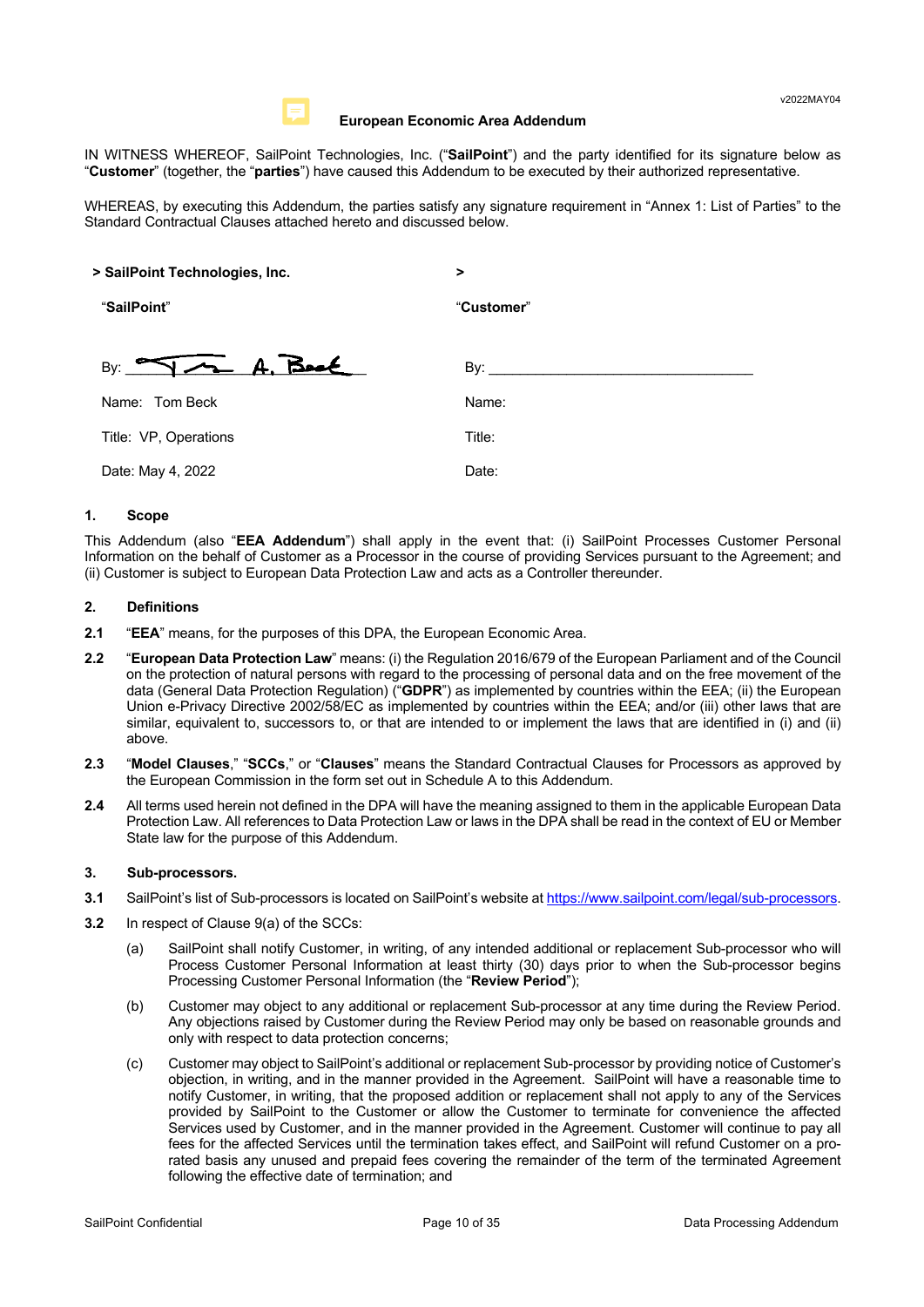v2022MAY04

## European Economic Area Addendum

IN WITNESS WHEREOF, SailPoint Technologies, Inc. ("**SailPoint**") and the party identified for its signature below as "**Customer**" (together, the "**parties**") have caused this Addendum to be executed by their authorized representative.

WHEREAS, by executing this Addendum, the parties satisfy any signature requirement in "Annex 1: List of Parties" to the Standard Contractual Clauses attached hereto and discussed below.

| **> SailPoint Technologies, Inc.** | **>** |
|---|---|
| "**SailPoint**" | "**Customer**" |
| By: Tom A. Beck | By: ________________________________ |
| Name: Tom Beck | Name: |
| Title: VP, Operations | Title: |
| Date: May 4, 2022 | Date: |

### 1. Scope

This Addendum (also "**EEA Addendum**") shall apply in the event that: (i) SailPoint Processes Customer Personal Information on the behalf of Customer as a Processor in the course of providing Services pursuant to the Agreement; and (ii) Customer is subject to European Data Protection Law and acts as a Controller thereunder.

### 2. Definitions

**2.1** "**EEA**" means, for the purposes of this DPA, the European Economic Area.

**2.2** "**European Data Protection Law**" means: (i) the Regulation 2016/679 of the European Parliament and of the Council on the protection of natural persons with regard to the processing of personal data and on the free movement of the data (General Data Protection Regulation) ("**GDPR**") as implemented by countries within the EEA; (ii) the European Union e-Privacy Directive 2002/58/EC as implemented by countries within the EEA; and/or (iii) other laws that are similar, equivalent to, successors to, or that are intended to or implement the laws that are identified in (i) and (ii) above.

**2.3** "**Model Clauses**," "**SCCs**," or "**Clauses**" means the Standard Contractual Clauses for Processors as approved by the European Commission in the form set out in Schedule A to this Addendum.

**2.4** All terms used herein not defined in the DPA will have the meaning assigned to them in the applicable European Data Protection Law. All references to Data Protection Law or laws in the DPA shall be read in the context of EU or Member State law for the purpose of this Addendum.

### 3. Sub-processors.

**3.1** SailPoint's list of Sub-processors is located on SailPoint's website at https://www.sailpoint.com/legal/sub-processors.

**3.2** In respect of Clause 9(a) of the SCCs:

(a) SailPoint shall notify Customer, in writing, of any intended additional or replacement Sub-processor who will Process Customer Personal Information at least thirty (30) days prior to when the Sub-processor begins Processing Customer Personal Information (the "**Review Period**");

(b) Customer may object to any additional or replacement Sub-processor at any time during the Review Period. Any objections raised by Customer during the Review Period may only be based on reasonable grounds and only with respect to data protection concerns;

(c) Customer may object to SailPoint's additional or replacement Sub-processor by providing notice of Customer's objection, in writing, and in the manner provided in the Agreement. SailPoint will have a reasonable time to notify Customer, in writing, that the proposed addition or replacement shall not apply to any of the Services provided by SailPoint to the Customer or allow the Customer to terminate for convenience the affected Services used by Customer, and in the manner provided in the Agreement. Customer will continue to pay all fees for the affected Services until the termination takes effect, and SailPoint will refund Customer on a pro-rated basis any unused and prepaid fees covering the remainder of the term of the terminated Agreement following the effective date of termination; and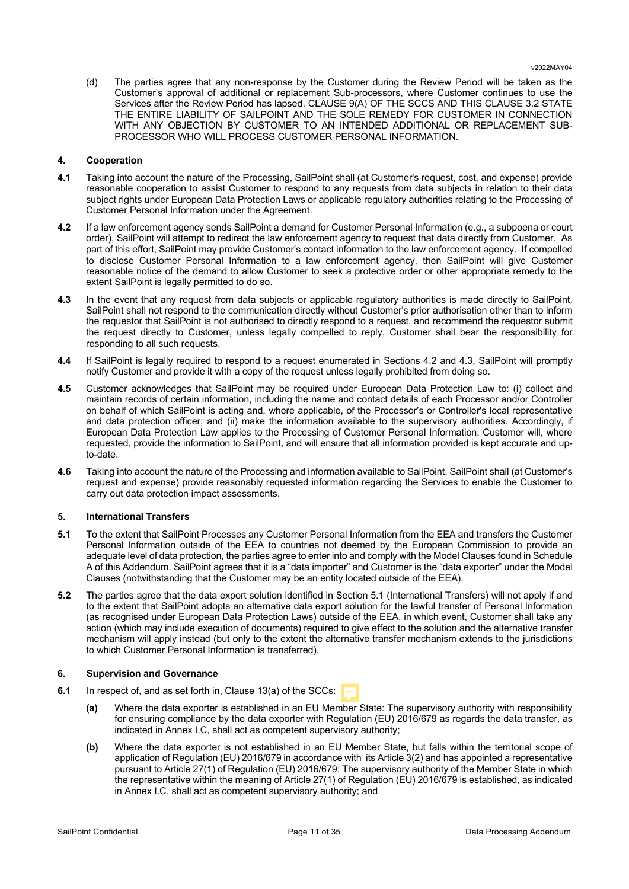(d) The parties agree that any non-response by the Customer during the Review Period will be taken as the Customer's approval of additional or replacement Sub-processors, where Customer continues to use the Services after the Review Period has lapsed. CLAUSE 9(A) OF THE SCCS AND THIS CLAUSE 3.2 STATE THE ENTIRE LIABILITY OF SAILPOINT AND THE SOLE REMEDY FOR CUSTOMER IN CONNECTION WITH ANY OBJECTION BY CUSTOMER TO AN INTENDED ADDITIONAL OR REPLACEMENT SUB-PROCESSOR WHO WILL PROCESS CUSTOMER PERSONAL INFORMATION.

## 4. Cooperation

**4.1** Taking into account the nature of the Processing, SailPoint shall (at Customer's request, cost, and expense) provide reasonable cooperation to assist Customer to respond to any requests from data subjects in relation to their data subject rights under European Data Protection Laws or applicable regulatory authorities relating to the Processing of Customer Personal Information under the Agreement.

**4.2** If a law enforcement agency sends SailPoint a demand for Customer Personal Information (e.g., a subpoena or court order), SailPoint will attempt to redirect the law enforcement agency to request that data directly from Customer. As part of this effort, SailPoint may provide Customer's contact information to the law enforcement agency. If compelled to disclose Customer Personal Information to a law enforcement agency, then SailPoint will give Customer reasonable notice of the demand to allow Customer to seek a protective order or other appropriate remedy to the extent SailPoint is legally permitted to do so.

**4.3** In the event that any request from data subjects or applicable regulatory authorities is made directly to SailPoint, SailPoint shall not respond to the communication directly without Customer's prior authorisation other than to inform the requestor that SailPoint is not authorised to directly respond to a request, and recommend the requestor submit the request directly to Customer, unless legally compelled to reply. Customer shall bear the responsibility for responding to all such requests.

**4.4** If SailPoint is legally required to respond to a request enumerated in Sections 4.2 and 4.3, SailPoint will promptly notify Customer and provide it with a copy of the request unless legally prohibited from doing so.

**4.5** Customer acknowledges that SailPoint may be required under European Data Protection Law to: (i) collect and maintain records of certain information, including the name and contact details of each Processor and/or Controller on behalf of which SailPoint is acting and, where applicable, of the Processor's or Controller's local representative and data protection officer; and (ii) make the information available to the supervisory authorities. Accordingly, if European Data Protection Law applies to the Processing of Customer Personal Information, Customer will, where requested, provide the information to SailPoint, and will ensure that all information provided is kept accurate and up-to-date.

**4.6** Taking into account the nature of the Processing and information available to SailPoint, SailPoint shall (at Customer's request and expense) provide reasonably requested information regarding the Services to enable the Customer to carry out data protection impact assessments.

## 5. International Transfers

**5.1** To the extent that SailPoint Processes any Customer Personal Information from the EEA and transfers the Customer Personal Information outside of the EEA to countries not deemed by the European Commission to provide an adequate level of data protection, the parties agree to enter into and comply with the Model Clauses found in Schedule A of this Addendum. SailPoint agrees that it is a "data importer" and Customer is the "data exporter" under the Model Clauses (notwithstanding that the Customer may be an entity located outside of the EEA).

**5.2** The parties agree that the data export solution identified in Section 5.1 (International Transfers) will not apply if and to the extent that SailPoint adopts an alternative data export solution for the lawful transfer of Personal Information (as recognised under European Data Protection Laws) outside of the EEA, in which event, Customer shall take any action (which may include execution of documents) required to give effect to the solution and the alternative transfer mechanism will apply instead (but only to the extent the alternative transfer mechanism extends to the jurisdictions to which Customer Personal Information is transferred).

## 6. Supervision and Governance

**6.1** In respect of, and as set forth in, Clause 13(a) of the SCCs:

**(a)** Where the data exporter is established in an EU Member State: The supervisory authority with responsibility for ensuring compliance by the data exporter with Regulation (EU) 2016/679 as regards the data transfer, as indicated in Annex I.C, shall act as competent supervisory authority;

**(b)** Where the data exporter is not established in an EU Member State, but falls within the territorial scope of application of Regulation (EU) 2016/679 in accordance with its Article 3(2) and has appointed a representative pursuant to Article 27(1) of Regulation (EU) 2016/679: The supervisory authority of the Member State in which the representative within the meaning of Article 27(1) of Regulation (EU) 2016/679 is established, as indicated in Annex I.C, shall act as competent supervisory authority; and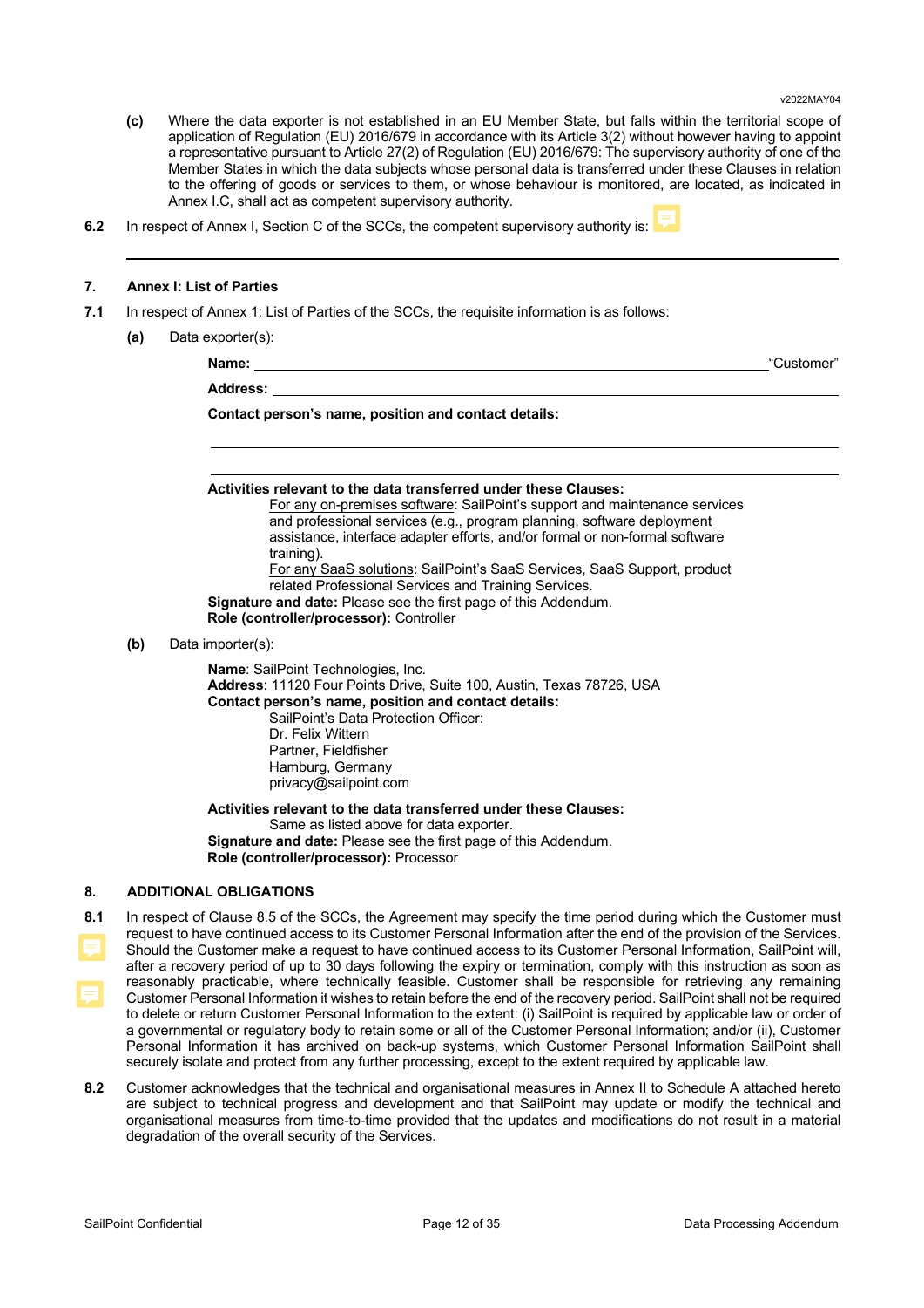**(c)** Where the data exporter is not established in an EU Member State, but falls within the territorial scope of application of Regulation (EU) 2016/679 in accordance with its Article 3(2) without however having to appoint a representative pursuant to Article 27(2) of Regulation (EU) 2016/679: The supervisory authority of one of the Member States in which the data subjects whose personal data is transferred under these Clauses in relation to the offering of goods or services to them, or whose behaviour is monitored, are located, as indicated in Annex I.C, shall act as competent supervisory authority.

**6.2** In respect of Annex I, Section C of the SCCs, the competent supervisory authority is:

---

## 7. Annex I: List of Parties

**7.1** In respect of Annex 1: List of Parties of the SCCs, the requisite information is as follows:

**(a)** Data exporter(s):

**Name:** ______________________________ "Customer"

**Address:** ______________________________

**Contact person's name, position and contact details:**

______________________________

______________________________

**Activities relevant to the data transferred under these Clauses:**

For any on-premises software: SailPoint's support and maintenance services and professional services (e.g., program planning, software deployment assistance, interface adapter efforts, and/or formal or non-formal software training).

For any SaaS solutions: SailPoint's SaaS Services, SaaS Support, product related Professional Services and Training Services.

**Signature and date:** Please see the first page of this Addendum.

**Role (controller/processor):** Controller

**(b)** Data importer(s):

**Name**: SailPoint Technologies, Inc.

**Address**: 11120 Four Points Drive, Suite 100, Austin, Texas 78726, USA

**Contact person's name, position and contact details:**

SailPoint's Data Protection Officer:
Dr. Felix Wittern
Partner, Fieldfisher
Hamburg, Germany
privacy@sailpoint.com

**Activities relevant to the data transferred under these Clauses:**

Same as listed above for data exporter.

**Signature and date:** Please see the first page of this Addendum.

**Role (controller/processor):** Processor

## 8. ADDITIONAL OBLIGATIONS

**8.1** In respect of Clause 8.5 of the SCCs, the Agreement may specify the time period during which the Customer must request to have continued access to its Customer Personal Information after the end of the provision of the Services. Should the Customer make a request to have continued access to its Customer Personal Information, SailPoint will, after a recovery period of up to 30 days following the expiry or termination, comply with this instruction as soon as reasonably practicable, where technically feasible. Customer shall be responsible for retrieving any remaining Customer Personal Information it wishes to retain before the end of the recovery period. SailPoint shall not be required to delete or return Customer Personal Information to the extent: (i) SailPoint is required by applicable law or order of a governmental or regulatory body to retain some or all of the Customer Personal Information; and/or (ii), Customer Personal Information it has archived on back-up systems, which Customer Personal Information SailPoint shall securely isolate and protect from any further processing, except to the extent required by applicable law.

**8.2** Customer acknowledges that the technical and organisational measures in Annex II to Schedule A attached hereto are subject to technical progress and development and that SailPoint may update or modify the technical and organisational measures from time-to-time provided that the updates and modifications do not result in a material degradation of the overall security of the Services.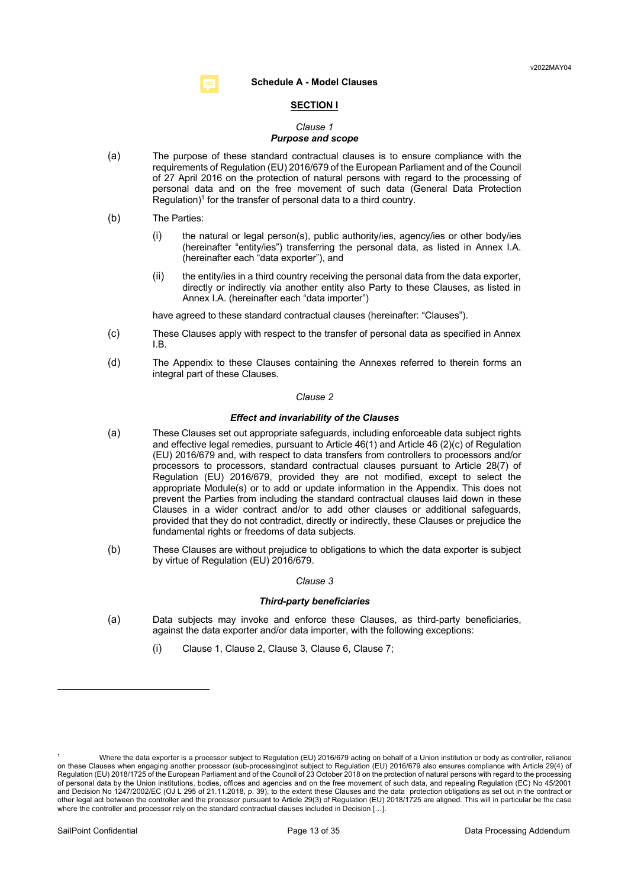## Schedule A - Model Clauses

### SECTION I

*Clause 1*

***Purpose and scope***

(a) The purpose of these standard contractual clauses is to ensure compliance with the requirements of Regulation (EU) 2016/679 of the European Parliament and of the Council of 27 April 2016 on the protection of natural persons with regard to the processing of personal data and on the free movement of such data (General Data Protection Regulation)[1] for the transfer of personal data to a third country.

(b) The Parties:

  (i) the natural or legal person(s), public authority/ies, agency/ies or other body/ies (hereinafter "entity/ies") transferring the personal data, as listed in Annex I.A. (hereinafter each "data exporter"), and

  (ii) the entity/ies in a third country receiving the personal data from the data exporter, directly or indirectly via another entity also Party to these Clauses, as listed in Annex I.A. (hereinafter each "data importer")

  have agreed to these standard contractual clauses (hereinafter: "Clauses").

(c) These Clauses apply with respect to the transfer of personal data as specified in Annex I.B.

(d) The Appendix to these Clauses containing the Annexes referred to therein forms an integral part of these Clauses.

*Clause 2*

***Effect and invariability of the Clauses***

(a) These Clauses set out appropriate safeguards, including enforceable data subject rights and effective legal remedies, pursuant to Article 46(1) and Article 46 (2)(c) of Regulation (EU) 2016/679 and, with respect to data transfers from controllers to processors and/or processors to processors, standard contractual clauses pursuant to Article 28(7) of Regulation (EU) 2016/679, provided they are not modified, except to select the appropriate Module(s) or to add or update information in the Appendix. This does not prevent the Parties from including the standard contractual clauses laid down in these Clauses in a wider contract and/or to add other clauses or additional safeguards, provided that they do not contradict, directly or indirectly, these Clauses or prejudice the fundamental rights or freedoms of data subjects.

(b) These Clauses are without prejudice to obligations to which the data exporter is subject by virtue of Regulation (EU) 2016/679.

*Clause 3*

***Third-party beneficiaries***

(a) Data subjects may invoke and enforce these Clauses, as third-party beneficiaries, against the data exporter and/or data importer, with the following exceptions:

  (i) Clause 1, Clause 2, Clause 3, Clause 6, Clause 7;

---

[1] Where the data exporter is a processor subject to Regulation (EU) 2016/679 acting on behalf of a Union institution or body as controller, reliance on these Clauses when engaging another processor (sub-processing)not subject to Regulation (EU) 2016/679 also ensures compliance with Article 29(4) of Regulation (EU) 2018/1725 of the European Parliament and of the Council of 23 October 2018 on the protection of natural persons with regard to the processing of personal data by the Union institutions, bodies, offices and agencies and on the free movement of such data, and repealing Regulation (EC) No 45/2001 and Decision No 1247/2002/EC (OJ L 295 of 21.11.2018, p. 39), to the extent these Clauses and the data protection obligations as set out in the contract or other legal act between the controller and the processor pursuant to Article 29(3) of Regulation (EU) 2018/1725 are aligned. This will in particular be the case where the controller and processor rely on the standard contractual clauses included in Decision […].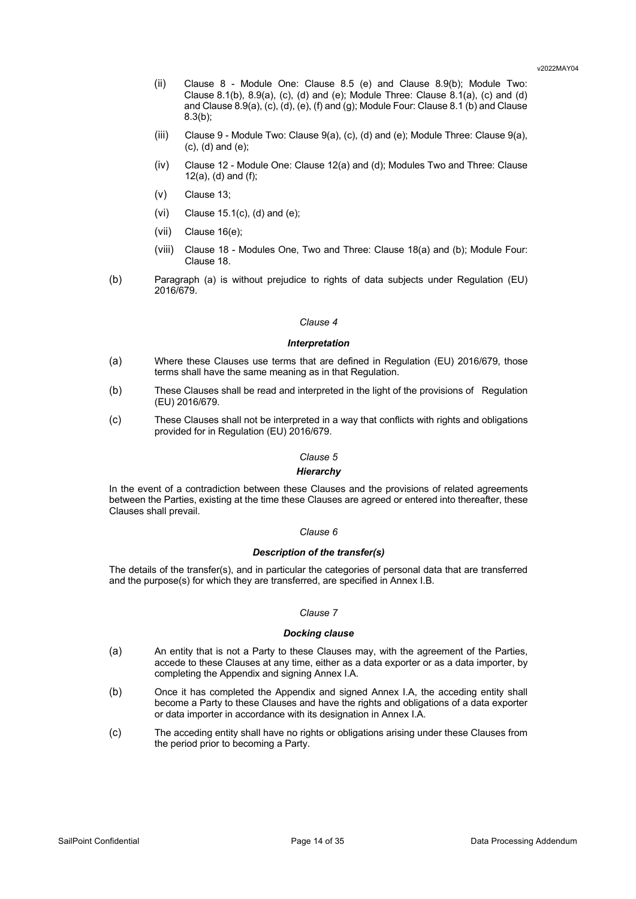(ii) Clause 8 - Module One: Clause 8.5 (e) and Clause 8.9(b); Module Two: Clause 8.1(b), 8.9(a), (c), (d) and (e); Module Three: Clause 8.1(a), (c) and (d) and Clause 8.9(a), (c), (d), (e), (f) and (g); Module Four: Clause 8.1 (b) and Clause 8.3(b);

(iii) Clause 9 - Module Two: Clause 9(a), (c), (d) and (e); Module Three: Clause 9(a), (c), (d) and (e);

(iv) Clause 12 - Module One: Clause 12(a) and (d); Modules Two and Three: Clause 12(a), (d) and (f);

(v) Clause 13;

(vi) Clause 15.1(c), (d) and (e);

(vii) Clause 16(e);

(viii) Clause 18 - Modules One, Two and Three: Clause 18(a) and (b); Module Four: Clause 18.

(b) Paragraph (a) is without prejudice to rights of data subjects under Regulation (EU) 2016/679.

*Clause 4*

***Interpretation***

(a) Where these Clauses use terms that are defined in Regulation (EU) 2016/679, those terms shall have the same meaning as in that Regulation.

(b) These Clauses shall be read and interpreted in the light of the provisions of Regulation (EU) 2016/679.

(c) These Clauses shall not be interpreted in a way that conflicts with rights and obligations provided for in Regulation (EU) 2016/679.

*Clause 5*

***Hierarchy***

In the event of a contradiction between these Clauses and the provisions of related agreements between the Parties, existing at the time these Clauses are agreed or entered into thereafter, these Clauses shall prevail.

*Clause 6*

***Description of the transfer(s)***

The details of the transfer(s), and in particular the categories of personal data that are transferred and the purpose(s) for which they are transferred, are specified in Annex I.B.

*Clause 7*

***Docking clause***

(a) An entity that is not a Party to these Clauses may, with the agreement of the Parties, accede to these Clauses at any time, either as a data exporter or as a data importer, by completing the Appendix and signing Annex I.A.

(b) Once it has completed the Appendix and signed Annex I.A, the acceding entity shall become a Party to these Clauses and have the rights and obligations of a data exporter or data importer in accordance with its designation in Annex I.A.

(c) The acceding entity shall have no rights or obligations arising under these Clauses from the period prior to becoming a Party.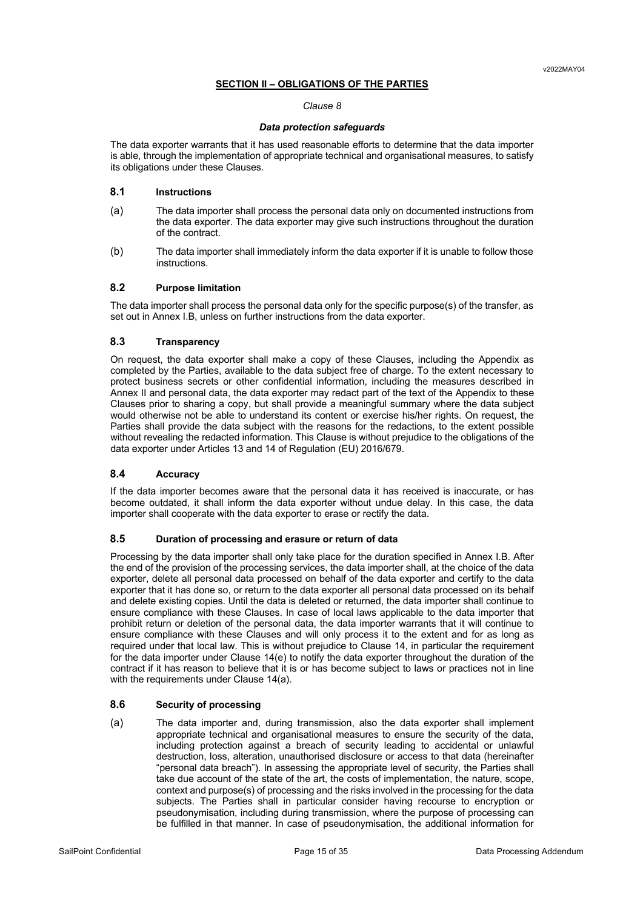## SECTION II – OBLIGATIONS OF THE PARTIES

*Clause 8*

***Data protection safeguards***

The data exporter warrants that it has used reasonable efforts to determine that the data importer is able, through the implementation of appropriate technical and organisational measures, to satisfy its obligations under these Clauses.

### 8.1 Instructions

(a) The data importer shall process the personal data only on documented instructions from the data exporter. The data exporter may give such instructions throughout the duration of the contract.

(b) The data importer shall immediately inform the data exporter if it is unable to follow those instructions.

### 8.2 Purpose limitation

The data importer shall process the personal data only for the specific purpose(s) of the transfer, as set out in Annex I.B, unless on further instructions from the data exporter.

### 8.3 Transparency

On request, the data exporter shall make a copy of these Clauses, including the Appendix as completed by the Parties, available to the data subject free of charge. To the extent necessary to protect business secrets or other confidential information, including the measures described in Annex II and personal data, the data exporter may redact part of the text of the Appendix to these Clauses prior to sharing a copy, but shall provide a meaningful summary where the data subject would otherwise not be able to understand its content or exercise his/her rights. On request, the Parties shall provide the data subject with the reasons for the redactions, to the extent possible without revealing the redacted information. This Clause is without prejudice to the obligations of the data exporter under Articles 13 and 14 of Regulation (EU) 2016/679.

### 8.4 Accuracy

If the data importer becomes aware that the personal data it has received is inaccurate, or has become outdated, it shall inform the data exporter without undue delay. In this case, the data importer shall cooperate with the data exporter to erase or rectify the data.

### 8.5 Duration of processing and erasure or return of data

Processing by the data importer shall only take place for the duration specified in Annex I.B. After the end of the provision of the processing services, the data importer shall, at the choice of the data exporter, delete all personal data processed on behalf of the data exporter and certify to the data exporter that it has done so, or return to the data exporter all personal data processed on its behalf and delete existing copies. Until the data is deleted or returned, the data importer shall continue to ensure compliance with these Clauses. In case of local laws applicable to the data importer that prohibit return or deletion of the personal data, the data importer warrants that it will continue to ensure compliance with these Clauses and will only process it to the extent and for as long as required under that local law. This is without prejudice to Clause 14, in particular the requirement for the data importer under Clause 14(e) to notify the data exporter throughout the duration of the contract if it has reason to believe that it is or has become subject to laws or practices not in line with the requirements under Clause 14(a).

### 8.6 Security of processing

(a) The data importer and, during transmission, also the data exporter shall implement appropriate technical and organisational measures to ensure the security of the data, including protection against a breach of security leading to accidental or unlawful destruction, loss, alteration, unauthorised disclosure or access to that data (hereinafter "personal data breach"). In assessing the appropriate level of security, the Parties shall take due account of the state of the art, the costs of implementation, the nature, scope, context and purpose(s) of processing and the risks involved in the processing for the data subjects. The Parties shall in particular consider having recourse to encryption or pseudonymisation, including during transmission, where the purpose of processing can be fulfilled in that manner. In case of pseudonymisation, the additional information for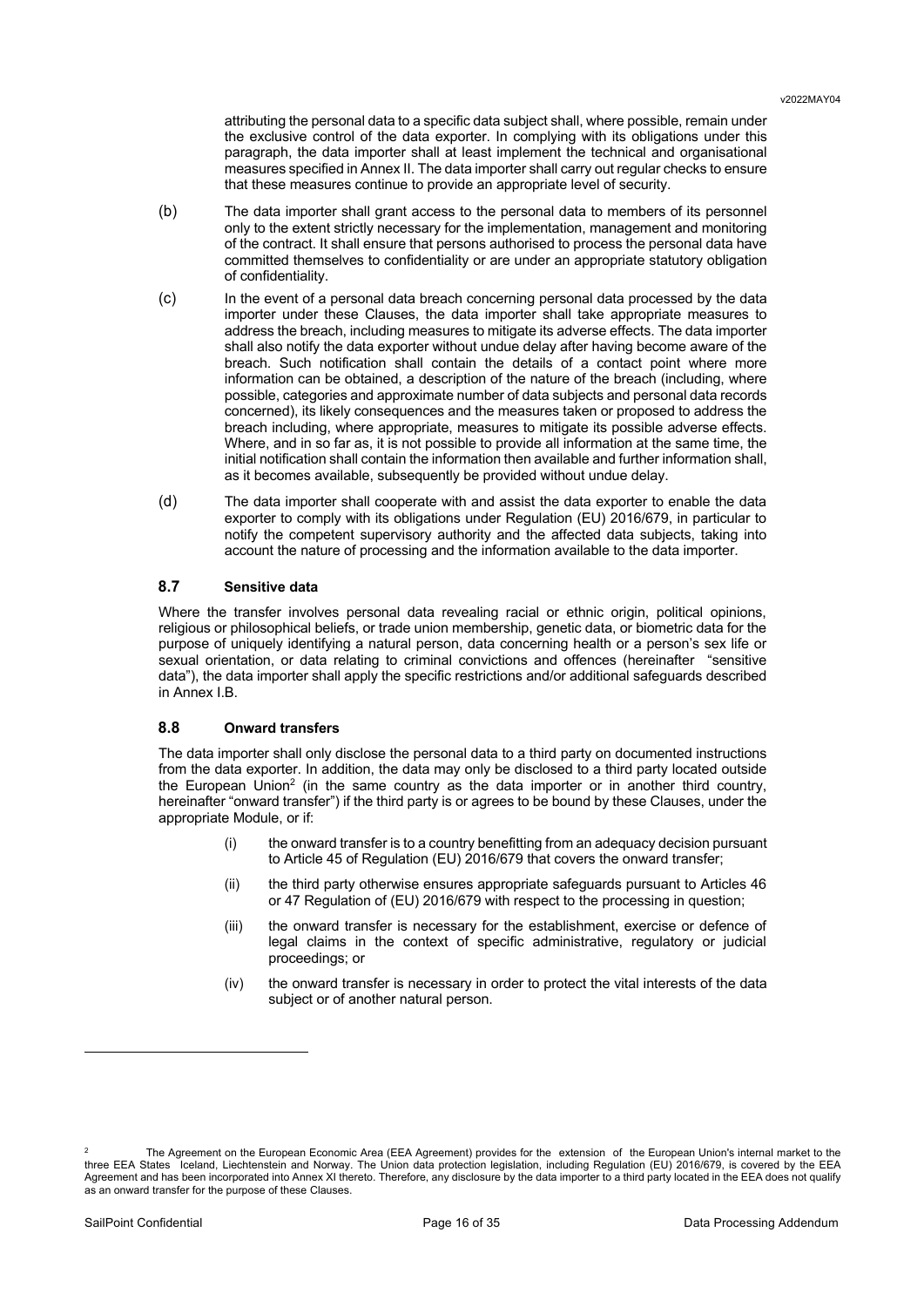attributing the personal data to a specific data subject shall, where possible, remain under the exclusive control of the data exporter. In complying with its obligations under this paragraph, the data importer shall at least implement the technical and organisational measures specified in Annex II. The data importer shall carry out regular checks to ensure that these measures continue to provide an appropriate level of security.

(b) The data importer shall grant access to the personal data to members of its personnel only to the extent strictly necessary for the implementation, management and monitoring of the contract. It shall ensure that persons authorised to process the personal data have committed themselves to confidentiality or are under an appropriate statutory obligation of confidentiality.

(c) In the event of a personal data breach concerning personal data processed by the data importer under these Clauses, the data importer shall take appropriate measures to address the breach, including measures to mitigate its adverse effects. The data importer shall also notify the data exporter without undue delay after having become aware of the breach. Such notification shall contain the details of a contact point where more information can be obtained, a description of the nature of the breach (including, where possible, categories and approximate number of data subjects and personal data records concerned), its likely consequences and the measures taken or proposed to address the breach including, where appropriate, measures to mitigate its possible adverse effects. Where, and in so far as, it is not possible to provide all information at the same time, the initial notification shall contain the information then available and further information shall, as it becomes available, subsequently be provided without undue delay.

(d) The data importer shall cooperate with and assist the data exporter to enable the data exporter to comply with its obligations under Regulation (EU) 2016/679, in particular to notify the competent supervisory authority and the affected data subjects, taking into account the nature of processing and the information available to the data importer.

### 8.7 Sensitive data

Where the transfer involves personal data revealing racial or ethnic origin, political opinions, religious or philosophical beliefs, or trade union membership, genetic data, or biometric data for the purpose of uniquely identifying a natural person, data concerning health or a person's sex life or sexual orientation, or data relating to criminal convictions and offences (hereinafter "sensitive data"), the data importer shall apply the specific restrictions and/or additional safeguards described in Annex I.B.

### 8.8 Onward transfers

The data importer shall only disclose the personal data to a third party on documented instructions from the data exporter. In addition, the data may only be disclosed to a third party located outside the European Union[2] (in the same country as the data importer or in another third country, hereinafter "onward transfer") if the third party is or agrees to be bound by these Clauses, under the appropriate Module, or if:

(i) the onward transfer is to a country benefitting from an adequacy decision pursuant to Article 45 of Regulation (EU) 2016/679 that covers the onward transfer;

(ii) the third party otherwise ensures appropriate safeguards pursuant to Articles 46 or 47 Regulation of (EU) 2016/679 with respect to the processing in question;

(iii) the onward transfer is necessary for the establishment, exercise or defence of legal claims in the context of specific administrative, regulatory or judicial proceedings; or

(iv) the onward transfer is necessary in order to protect the vital interests of the data subject or of another natural person.

---

[2] The Agreement on the European Economic Area (EEA Agreement) provides for the extension of the European Union's internal market to the three EEA States Iceland, Liechtenstein and Norway. The Union data protection legislation, including Regulation (EU) 2016/679, is covered by the EEA Agreement and has been incorporated into Annex XI thereto. Therefore, any disclosure by the data importer to a third party located in the EEA does not qualify as an onward transfer for the purpose of these Clauses.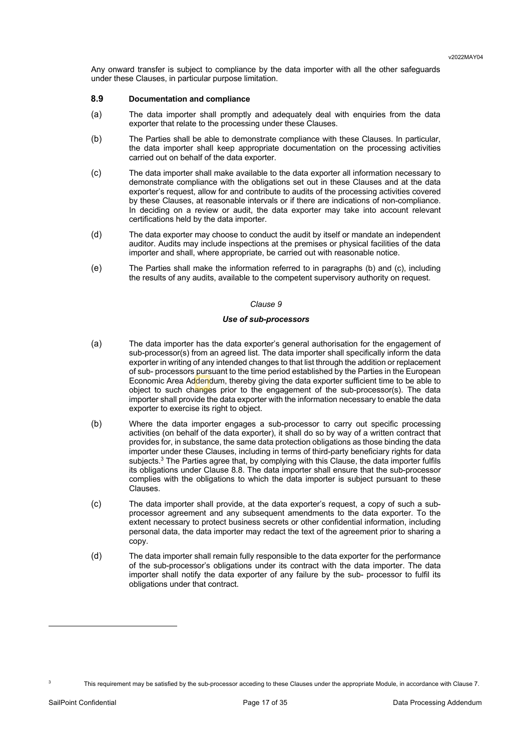Any onward transfer is subject to compliance by the data importer with all the other safeguards under these Clauses, in particular purpose limitation.

### 8.9 Documentation and compliance

(a) The data importer shall promptly and adequately deal with enquiries from the data exporter that relate to the processing under these Clauses.

(b) The Parties shall be able to demonstrate compliance with these Clauses. In particular, the data importer shall keep appropriate documentation on the processing activities carried out on behalf of the data exporter.

(c) The data importer shall make available to the data exporter all information necessary to demonstrate compliance with the obligations set out in these Clauses and at the data exporter's request, allow for and contribute to audits of the processing activities covered by these Clauses, at reasonable intervals or if there are indications of non-compliance. In deciding on a review or audit, the data exporter may take into account relevant certifications held by the data importer.

(d) The data exporter may choose to conduct the audit by itself or mandate an independent auditor. Audits may include inspections at the premises or physical facilities of the data importer and shall, where appropriate, be carried out with reasonable notice.

(e) The Parties shall make the information referred to in paragraphs (b) and (c), including the results of any audits, available to the competent supervisory authority on request.

*Clause 9*

***Use of sub-processors***

(a) The data importer has the data exporter's general authorisation for the engagement of sub-processor(s) from an agreed list. The data importer shall specifically inform the data exporter in writing of any intended changes to that list through the addition or replacement of sub- processors pursuant to the time period established by the Parties in the European Economic Area Addendum, thereby giving the data exporter sufficient time to be able to object to such changes prior to the engagement of the sub-processor(s). The data importer shall provide the data exporter with the information necessary to enable the data exporter to exercise its right to object.

(b) Where the data importer engages a sub-processor to carry out specific processing activities (on behalf of the data exporter), it shall do so by way of a written contract that provides for, in substance, the same data protection obligations as those binding the data importer under these Clauses, including in terms of third-party beneficiary rights for data subjects.[3] The Parties agree that, by complying with this Clause, the data importer fulfils its obligations under Clause 8.8. The data importer shall ensure that the sub-processor complies with the obligations to which the data importer is subject pursuant to these Clauses.

(c) The data importer shall provide, at the data exporter's request, a copy of such a sub-processor agreement and any subsequent amendments to the data exporter. To the extent necessary to protect business secrets or other confidential information, including personal data, the data importer may redact the text of the agreement prior to sharing a copy.

(d) The data importer shall remain fully responsible to the data exporter for the performance of the sub-processor's obligations under its contract with the data importer. The data importer shall notify the data exporter of any failure by the sub- processor to fulfil its obligations under that contract.

---

[3] This requirement may be satisfied by the sub-processor acceding to these Clauses under the appropriate Module, in accordance with Clause 7.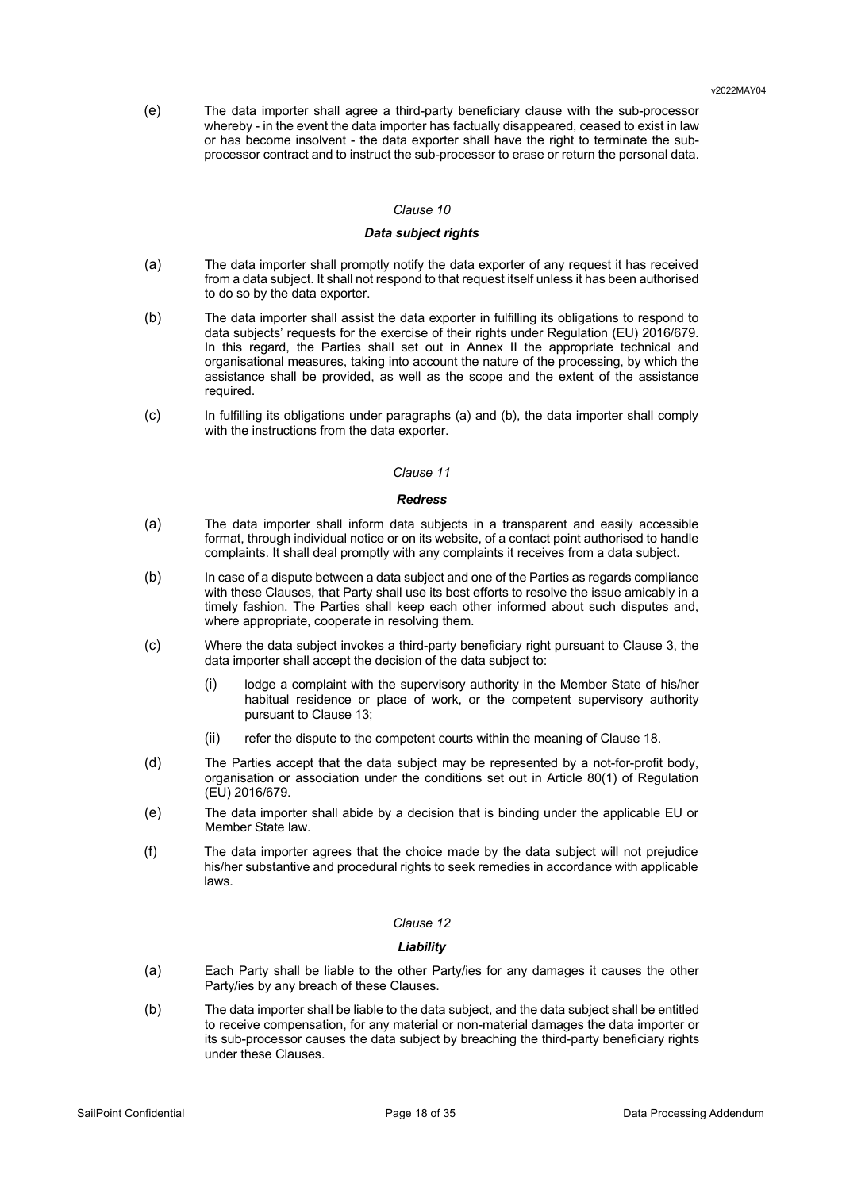(e) The data importer shall agree a third-party beneficiary clause with the sub-processor whereby - in the event the data importer has factually disappeared, ceased to exist in law or has become insolvent - the data exporter shall have the right to terminate the sub-processor contract and to instruct the sub-processor to erase or return the personal data.

*Clause 10*

***Data subject rights***

(a) The data importer shall promptly notify the data exporter of any request it has received from a data subject. It shall not respond to that request itself unless it has been authorised to do so by the data exporter.

(b) The data importer shall assist the data exporter in fulfilling its obligations to respond to data subjects' requests for the exercise of their rights under Regulation (EU) 2016/679. In this regard, the Parties shall set out in Annex II the appropriate technical and organisational measures, taking into account the nature of the processing, by which the assistance shall be provided, as well as the scope and the extent of the assistance required.

(c) In fulfilling its obligations under paragraphs (a) and (b), the data importer shall comply with the instructions from the data exporter.

*Clause 11*

***Redress***

(a) The data importer shall inform data subjects in a transparent and easily accessible format, through individual notice or on its website, of a contact point authorised to handle complaints. It shall deal promptly with any complaints it receives from a data subject.

(b) In case of a dispute between a data subject and one of the Parties as regards compliance with these Clauses, that Party shall use its best efforts to resolve the issue amicably in a timely fashion. The Parties shall keep each other informed about such disputes and, where appropriate, cooperate in resolving them.

(c) Where the data subject invokes a third-party beneficiary right pursuant to Clause 3, the data importer shall accept the decision of the data subject to:

  (i) lodge a complaint with the supervisory authority in the Member State of his/her habitual residence or place of work, or the competent supervisory authority pursuant to Clause 13;

  (ii) refer the dispute to the competent courts within the meaning of Clause 18.

(d) The Parties accept that the data subject may be represented by a not-for-profit body, organisation or association under the conditions set out in Article 80(1) of Regulation (EU) 2016/679.

(e) The data importer shall abide by a decision that is binding under the applicable EU or Member State law.

(f) The data importer agrees that the choice made by the data subject will not prejudice his/her substantive and procedural rights to seek remedies in accordance with applicable laws.

*Clause 12*

***Liability***

(a) Each Party shall be liable to the other Party/ies for any damages it causes the other Party/ies by any breach of these Clauses.

(b) The data importer shall be liable to the data subject, and the data subject shall be entitled to receive compensation, for any material or non-material damages the data importer or its sub-processor causes the data subject by breaching the third-party beneficiary rights under these Clauses.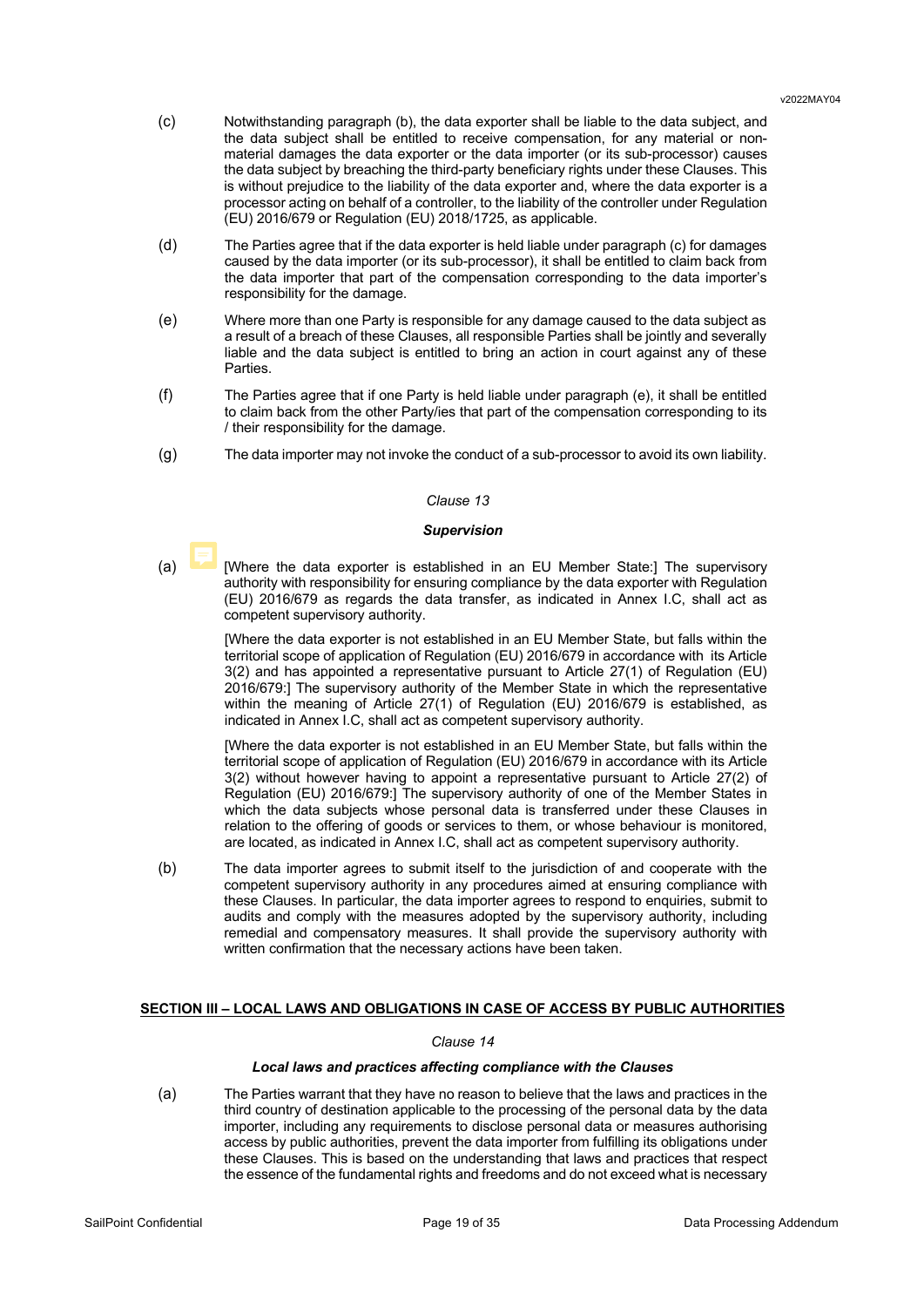(c) Notwithstanding paragraph (b), the data exporter shall be liable to the data subject, and the data subject shall be entitled to receive compensation, for any material or non-material damages the data exporter or the data importer (or its sub-processor) causes the data subject by breaching the third-party beneficiary rights under these Clauses. This is without prejudice to the liability of the data exporter and, where the data exporter is a processor acting on behalf of a controller, to the liability of the controller under Regulation (EU) 2016/679 or Regulation (EU) 2018/1725, as applicable.

(d) The Parties agree that if the data exporter is held liable under paragraph (c) for damages caused by the data importer (or its sub-processor), it shall be entitled to claim back from the data importer that part of the compensation corresponding to the data importer's responsibility for the damage.

(e) Where more than one Party is responsible for any damage caused to the data subject as a result of a breach of these Clauses, all responsible Parties shall be jointly and severally liable and the data subject is entitled to bring an action in court against any of these Parties.

(f) The Parties agree that if one Party is held liable under paragraph (e), it shall be entitled to claim back from the other Party/ies that part of the compensation corresponding to its / their responsibility for the damage.

(g) The data importer may not invoke the conduct of a sub-processor to avoid its own liability.

*Clause 13*

***Supervision***

(a) [Where the data exporter is established in an EU Member State:] The supervisory authority with responsibility for ensuring compliance by the data exporter with Regulation (EU) 2016/679 as regards the data transfer, as indicated in Annex I.C, shall act as competent supervisory authority.

[Where the data exporter is not established in an EU Member State, but falls within the territorial scope of application of Regulation (EU) 2016/679 in accordance with its Article 3(2) and has appointed a representative pursuant to Article 27(1) of Regulation (EU) 2016/679:] The supervisory authority of the Member State in which the representative within the meaning of Article 27(1) of Regulation (EU) 2016/679 is established, as indicated in Annex I.C, shall act as competent supervisory authority.

[Where the data exporter is not established in an EU Member State, but falls within the territorial scope of application of Regulation (EU) 2016/679 in accordance with its Article 3(2) without however having to appoint a representative pursuant to Article 27(2) of Regulation (EU) 2016/679:] The supervisory authority of one of the Member States in which the data subjects whose personal data is transferred under these Clauses in relation to the offering of goods or services to them, or whose behaviour is monitored, are located, as indicated in Annex I.C, shall act as competent supervisory authority.

(b) The data importer agrees to submit itself to the jurisdiction of and cooperate with the competent supervisory authority in any procedures aimed at ensuring compliance with these Clauses. In particular, the data importer agrees to respond to enquiries, submit to audits and comply with the measures adopted by the supervisory authority, including remedial and compensatory measures. It shall provide the supervisory authority with written confirmation that the necessary actions have been taken.

## SECTION III – LOCAL LAWS AND OBLIGATIONS IN CASE OF ACCESS BY PUBLIC AUTHORITIES

*Clause 14*

***Local laws and practices affecting compliance with the Clauses***

(a) The Parties warrant that they have no reason to believe that the laws and practices in the third country of destination applicable to the processing of the personal data by the data importer, including any requirements to disclose personal data or measures authorising access by public authorities, prevent the data importer from fulfilling its obligations under these Clauses. This is based on the understanding that laws and practices that respect the essence of the fundamental rights and freedoms and do not exceed what is necessary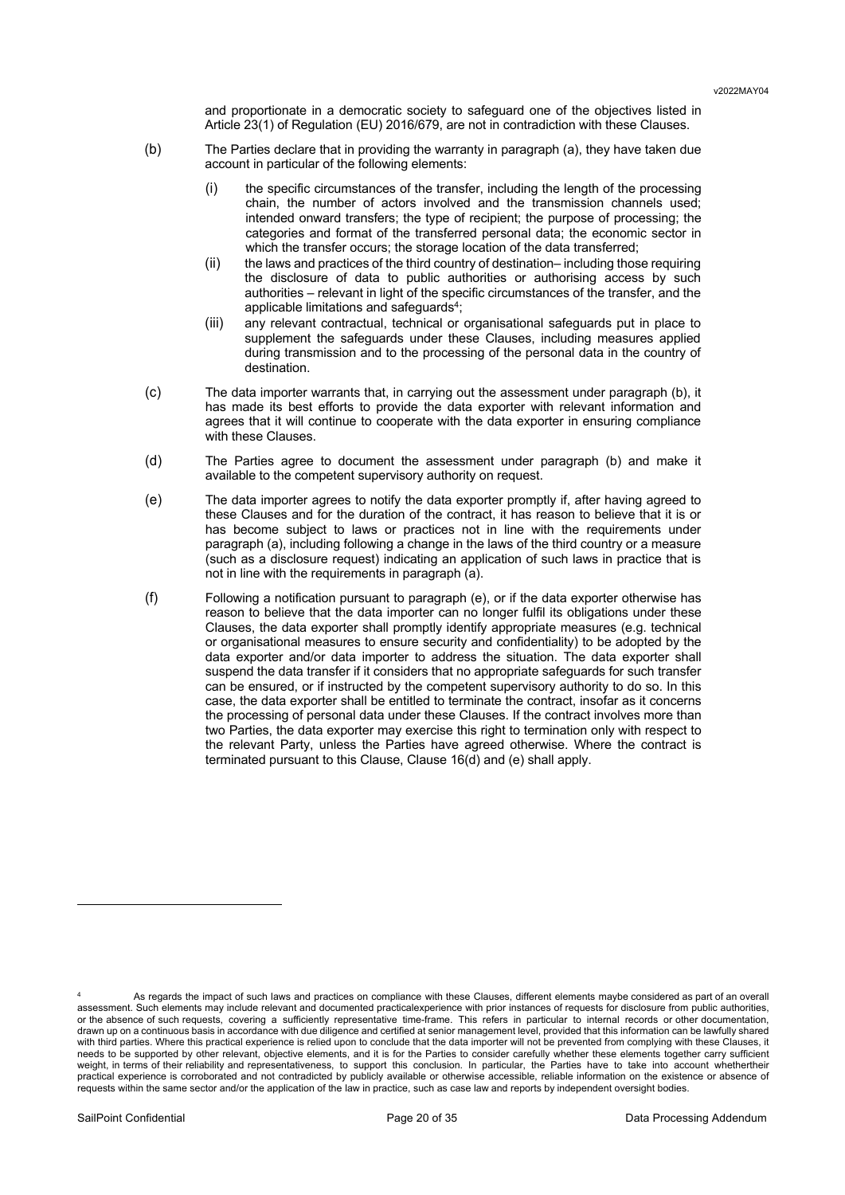and proportionate in a democratic society to safeguard one of the objectives listed in Article 23(1) of Regulation (EU) 2016/679, are not in contradiction with these Clauses.

(b) The Parties declare that in providing the warranty in paragraph (a), they have taken due account in particular of the following elements:

(i) the specific circumstances of the transfer, including the length of the processing chain, the number of actors involved and the transmission channels used; intended onward transfers; the type of recipient; the purpose of processing; the categories and format of the transferred personal data; the economic sector in which the transfer occurs; the storage location of the data transferred;

(ii) the laws and practices of the third country of destination– including those requiring the disclosure of data to public authorities or authorising access by such authorities – relevant in light of the specific circumstances of the transfer, and the applicable limitations and safeguards[4];

(iii) any relevant contractual, technical or organisational safeguards put in place to supplement the safeguards under these Clauses, including measures applied during transmission and to the processing of the personal data in the country of destination.

(c) The data importer warrants that, in carrying out the assessment under paragraph (b), it has made its best efforts to provide the data exporter with relevant information and agrees that it will continue to cooperate with the data exporter in ensuring compliance with these Clauses.

(d) The Parties agree to document the assessment under paragraph (b) and make it available to the competent supervisory authority on request.

(e) The data importer agrees to notify the data exporter promptly if, after having agreed to these Clauses and for the duration of the contract, it has reason to believe that it is or has become subject to laws or practices not in line with the requirements under paragraph (a), including following a change in the laws of the third country or a measure (such as a disclosure request) indicating an application of such laws in practice that is not in line with the requirements in paragraph (a).

(f) Following a notification pursuant to paragraph (e), or if the data exporter otherwise has reason to believe that the data importer can no longer fulfil its obligations under these Clauses, the data exporter shall promptly identify appropriate measures (e.g. technical or organisational measures to ensure security and confidentiality) to be adopted by the data exporter and/or data importer to address the situation. The data exporter shall suspend the data transfer if it considers that no appropriate safeguards for such transfer can be ensured, or if instructed by the competent supervisory authority to do so. In this case, the data exporter shall be entitled to terminate the contract, insofar as it concerns the processing of personal data under these Clauses. If the contract involves more than two Parties, the data exporter may exercise this right to termination only with respect to the relevant Party, unless the Parties have agreed otherwise. Where the contract is terminated pursuant to this Clause, Clause 16(d) and (e) shall apply.

---

[4] As regards the impact of such laws and practices on compliance with these Clauses, different elements maybe considered as part of an overall assessment. Such elements may include relevant and documented practicalexperience with prior instances of requests for disclosure from public authorities, or the absence of such requests, covering a sufficiently representative time-frame. This refers in particular to internal records or other documentation, drawn up on a continuous basis in accordance with due diligence and certified at senior management level, provided that this information can be lawfully shared with third parties. Where this practical experience is relied upon to conclude that the data importer will not be prevented from complying with these Clauses, it needs to be supported by other relevant, objective elements, and it is for the Parties to consider carefully whether these elements together carry sufficient weight, in terms of their reliability and representativeness, to support this conclusion. In particular, the Parties have to take into account whethertheir practical experience is corroborated and not contradicted by publicly available or otherwise accessible, reliable information on the existence or absence of requests within the same sector and/or the application of the law in practice, such as case law and reports by independent oversight bodies.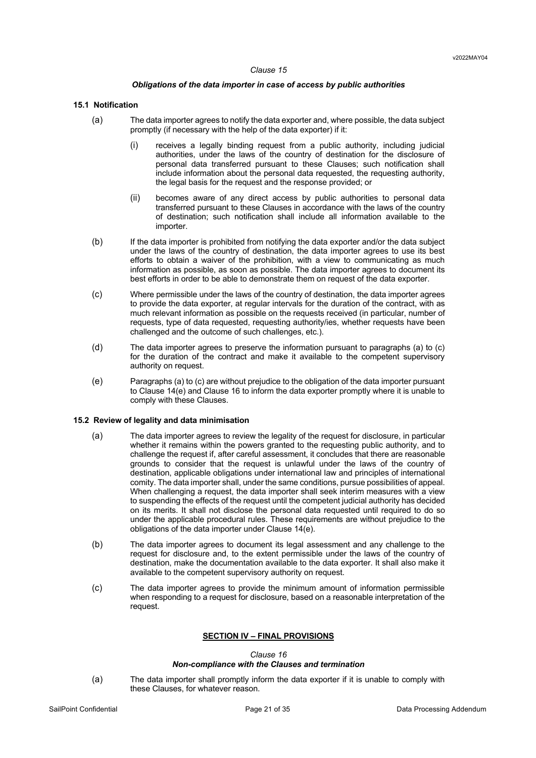*Clause 15*

***Obligations of the data importer in case of access by public authorities***

**15.1 Notification**

(a) The data importer agrees to notify the data exporter and, where possible, the data subject promptly (if necessary with the help of the data exporter) if it:

(i) receives a legally binding request from a public authority, including judicial authorities, under the laws of the country of destination for the disclosure of personal data transferred pursuant to these Clauses; such notification shall include information about the personal data requested, the requesting authority, the legal basis for the request and the response provided; or

(ii) becomes aware of any direct access by public authorities to personal data transferred pursuant to these Clauses in accordance with the laws of the country of destination; such notification shall include all information available to the importer.

(b) If the data importer is prohibited from notifying the data exporter and/or the data subject under the laws of the country of destination, the data importer agrees to use its best efforts to obtain a waiver of the prohibition, with a view to communicating as much information as possible, as soon as possible. The data importer agrees to document its best efforts in order to be able to demonstrate them on request of the data exporter.

(c) Where permissible under the laws of the country of destination, the data importer agrees to provide the data exporter, at regular intervals for the duration of the contract, with as much relevant information as possible on the requests received (in particular, number of requests, type of data requested, requesting authority/ies, whether requests have been challenged and the outcome of such challenges, etc.).

(d) The data importer agrees to preserve the information pursuant to paragraphs (a) to (c) for the duration of the contract and make it available to the competent supervisory authority on request.

(e) Paragraphs (a) to (c) are without prejudice to the obligation of the data importer pursuant to Clause 14(e) and Clause 16 to inform the data exporter promptly where it is unable to comply with these Clauses.

**15.2 Review of legality and data minimisation**

(a) The data importer agrees to review the legality of the request for disclosure, in particular whether it remains within the powers granted to the requesting public authority, and to challenge the request if, after careful assessment, it concludes that there are reasonable grounds to consider that the request is unlawful under the laws of the country of destination, applicable obligations under international law and principles of international comity. The data importer shall, under the same conditions, pursue possibilities of appeal. When challenging a request, the data importer shall seek interim measures with a view to suspending the effects of the request until the competent judicial authority has decided on its merits. It shall not disclose the personal data requested until required to do so under the applicable procedural rules. These requirements are without prejudice to the obligations of the data importer under Clause 14(e).

(b) The data importer agrees to document its legal assessment and any challenge to the request for disclosure and, to the extent permissible under the laws of the country of destination, make the documentation available to the data exporter. It shall also make it available to the competent supervisory authority on request.

(c) The data importer agrees to provide the minimum amount of information permissible when responding to a request for disclosure, based on a reasonable interpretation of the request.

## SECTION IV – FINAL PROVISIONS

*Clause 16*

***Non-compliance with the Clauses and termination***

(a) The data importer shall promptly inform the data exporter if it is unable to comply with these Clauses, for whatever reason.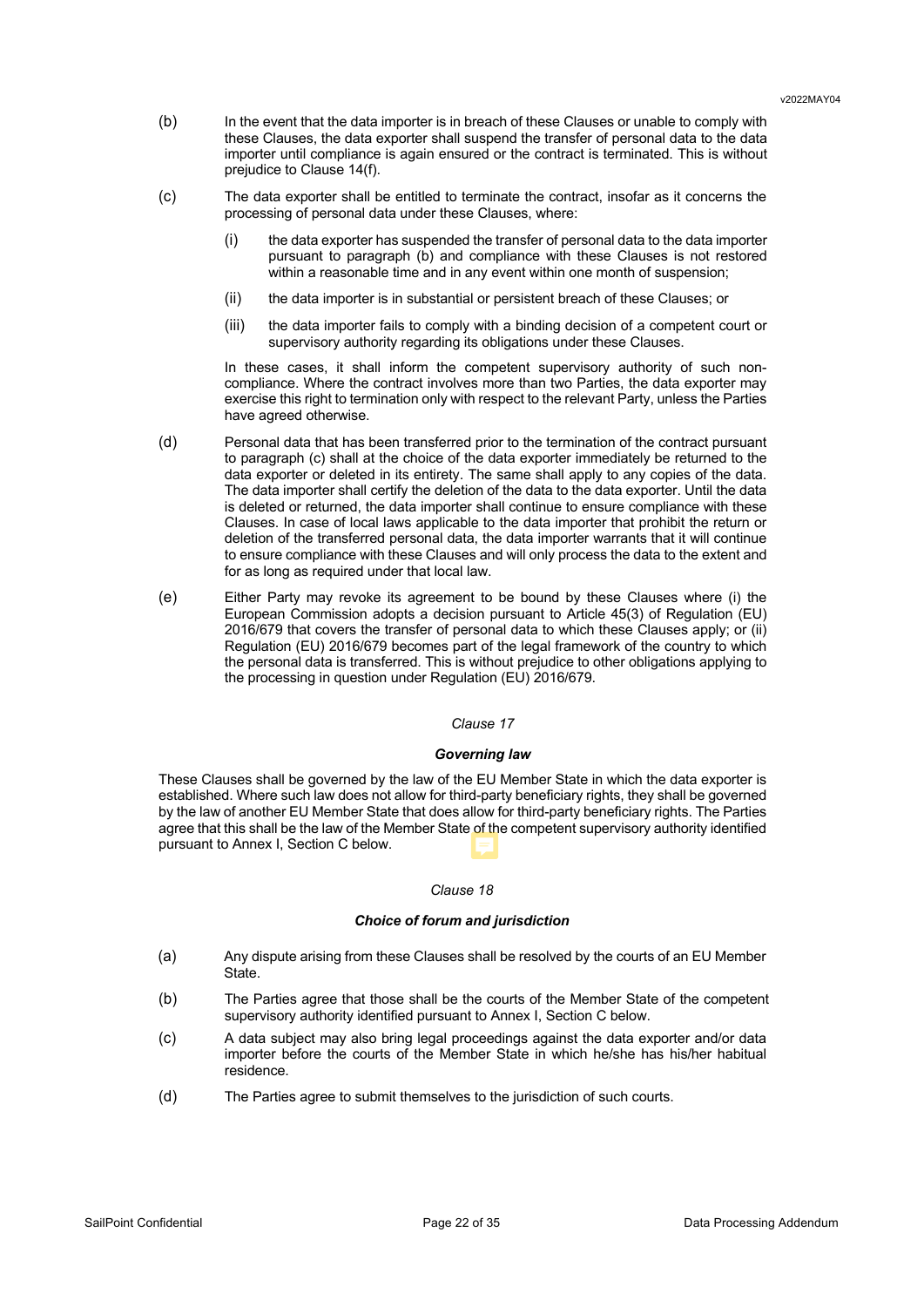(b) In the event that the data importer is in breach of these Clauses or unable to comply with these Clauses, the data exporter shall suspend the transfer of personal data to the data importer until compliance is again ensured or the contract is terminated. This is without prejudice to Clause 14(f).

(c) The data exporter shall be entitled to terminate the contract, insofar as it concerns the processing of personal data under these Clauses, where:

 (i) the data exporter has suspended the transfer of personal data to the data importer pursuant to paragraph (b) and compliance with these Clauses is not restored within a reasonable time and in any event within one month of suspension;

 (ii) the data importer is in substantial or persistent breach of these Clauses; or

 (iii) the data importer fails to comply with a binding decision of a competent court or supervisory authority regarding its obligations under these Clauses.

 In these cases, it shall inform the competent supervisory authority of such non-compliance. Where the contract involves more than two Parties, the data exporter may exercise this right to termination only with respect to the relevant Party, unless the Parties have agreed otherwise.

(d) Personal data that has been transferred prior to the termination of the contract pursuant to paragraph (c) shall at the choice of the data exporter immediately be returned to the data exporter or deleted in its entirety. The same shall apply to any copies of the data. The data importer shall certify the deletion of the data to the data exporter. Until the data is deleted or returned, the data importer shall continue to ensure compliance with these Clauses. In case of local laws applicable to the data importer that prohibit the return or deletion of the transferred personal data, the data importer warrants that it will continue to ensure compliance with these Clauses and will only process the data to the extent and for as long as required under that local law.

(e) Either Party may revoke its agreement to be bound by these Clauses where (i) the European Commission adopts a decision pursuant to Article 45(3) of Regulation (EU) 2016/679 that covers the transfer of personal data to which these Clauses apply; or (ii) Regulation (EU) 2016/679 becomes part of the legal framework of the country to which the personal data is transferred. This is without prejudice to other obligations applying to the processing in question under Regulation (EU) 2016/679.

*Clause 17*

***Governing law***

These Clauses shall be governed by the law of the EU Member State in which the data exporter is established. Where such law does not allow for third-party beneficiary rights, they shall be governed by the law of another EU Member State that does allow for third-party beneficiary rights. The Parties agree that this shall be the law of the Member State of the competent supervisory authority identified pursuant to Annex I, Section C below.

*Clause 18*

***Choice of forum and jurisdiction***

(a) Any dispute arising from these Clauses shall be resolved by the courts of an EU Member State.

(b) The Parties agree that those shall be the courts of the Member State of the competent supervisory authority identified pursuant to Annex I, Section C below.

(c) A data subject may also bring legal proceedings against the data exporter and/or data importer before the courts of the Member State in which he/she has his/her habitual residence.

(d) The Parties agree to submit themselves to the jurisdiction of such courts.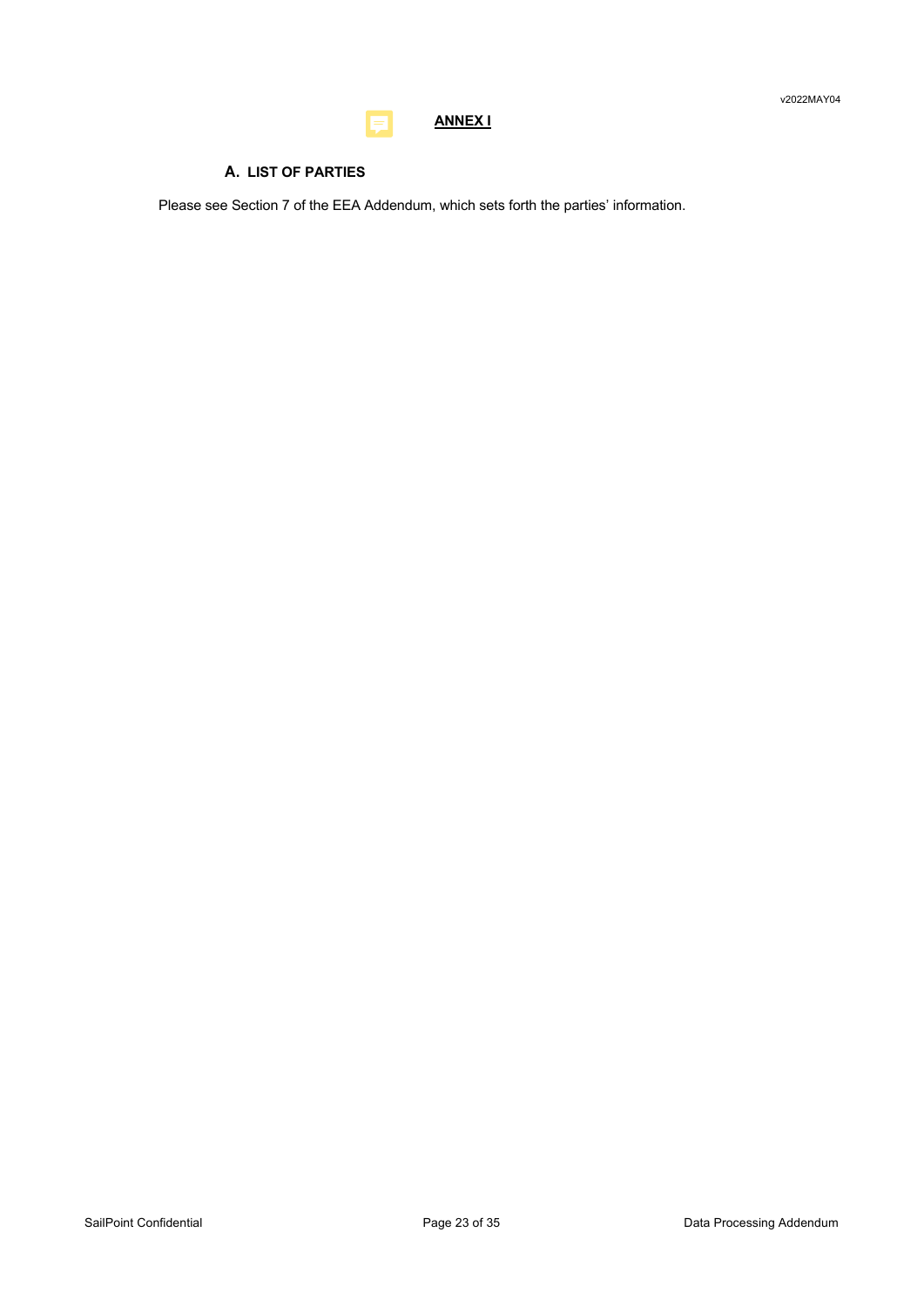# ANNEX I

## A. LIST OF PARTIES

Please see Section 7 of the EEA Addendum, which sets forth the parties' information.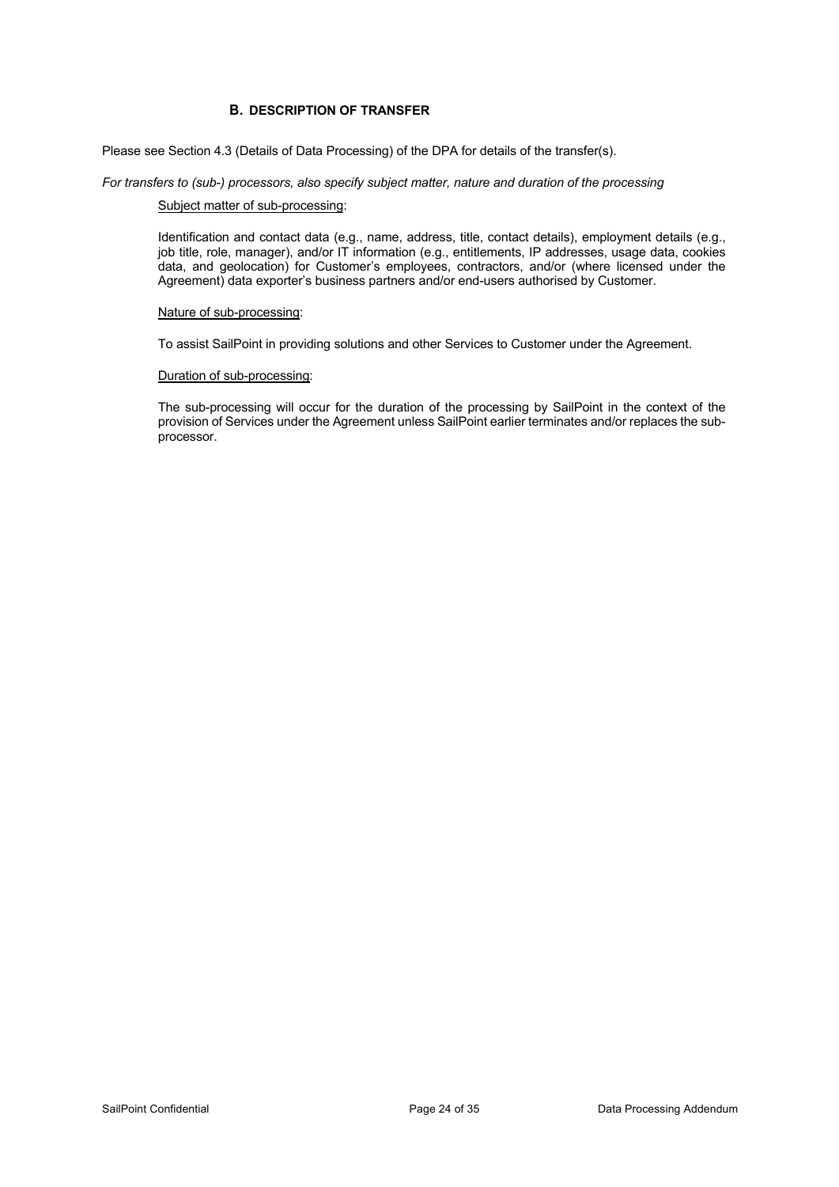## B. DESCRIPTION OF TRANSFER

Please see Section 4.3 (Details of Data Processing) of the DPA for details of the transfer(s).

*For transfers to (sub-) processors, also specify subject matter, nature and duration of the processing*

Subject matter of sub-processing:

Identification and contact data (e.g., name, address, title, contact details), employment details (e.g., job title, role, manager), and/or IT information (e.g., entitlements, IP addresses, usage data, cookies data, and geolocation) for Customer's employees, contractors, and/or (where licensed under the Agreement) data exporter's business partners and/or end-users authorised by Customer.

Nature of sub-processing:

To assist SailPoint in providing solutions and other Services to Customer under the Agreement.

Duration of sub-processing:

The sub-processing will occur for the duration of the processing by SailPoint in the context of the provision of Services under the Agreement unless SailPoint earlier terminates and/or replaces the sub-processor.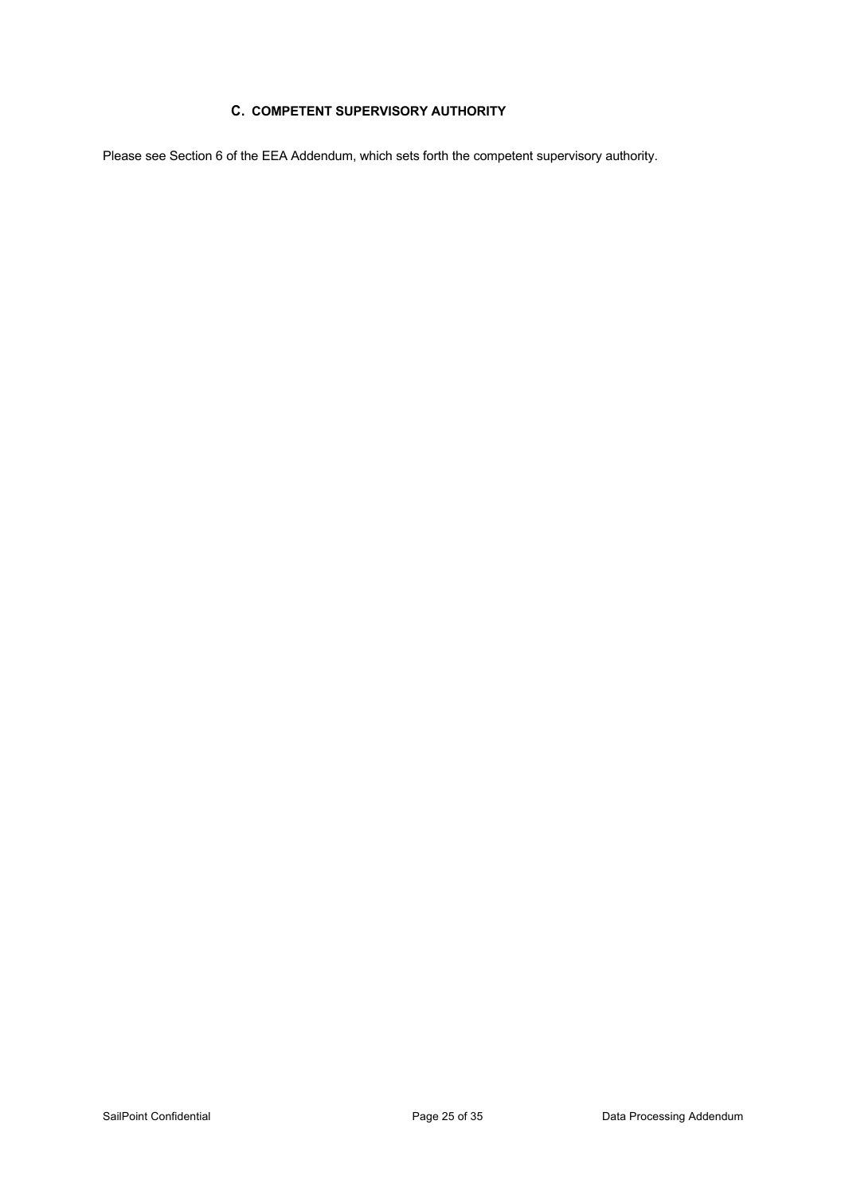### C. COMPETENT SUPERVISORY AUTHORITY

Please see Section 6 of the EEA Addendum, which sets forth the competent supervisory authority.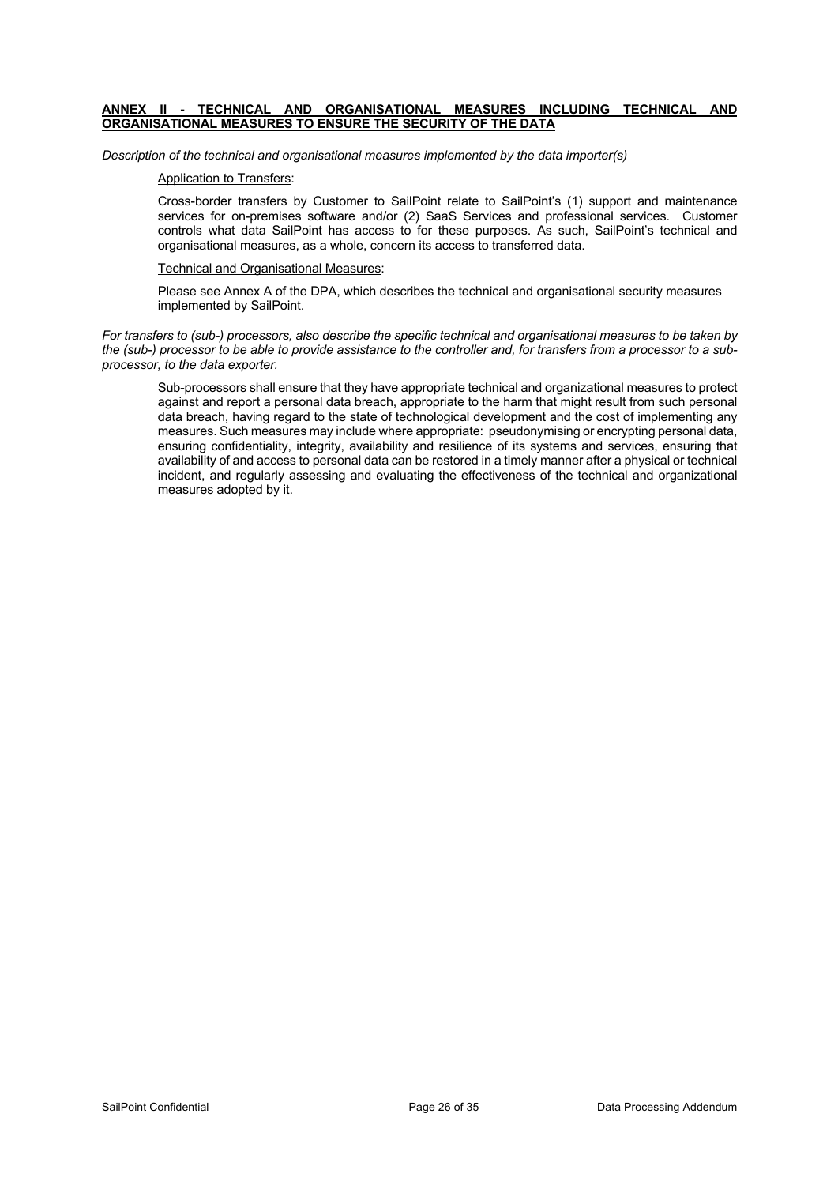## ANNEX II - TECHNICAL AND ORGANISATIONAL MEASURES INCLUDING TECHNICAL AND ORGANISATIONAL MEASURES TO ENSURE THE SECURITY OF THE DATA

*Description of the technical and organisational measures implemented by the data importer(s)*

Application to Transfers:

Cross-border transfers by Customer to SailPoint relate to SailPoint's (1) support and maintenance services for on-premises software and/or (2) SaaS Services and professional services. Customer controls what data SailPoint has access to for these purposes. As such, SailPoint's technical and organisational measures, as a whole, concern its access to transferred data.

Technical and Organisational Measures:

Please see Annex A of the DPA, which describes the technical and organisational security measures implemented by SailPoint.

*For transfers to (sub-) processors, also describe the specific technical and organisational measures to be taken by the (sub-) processor to be able to provide assistance to the controller and, for transfers from a processor to a sub-processor, to the data exporter.*

Sub-processors shall ensure that they have appropriate technical and organizational measures to protect against and report a personal data breach, appropriate to the harm that might result from such personal data breach, having regard to the state of technological development and the cost of implementing any measures. Such measures may include where appropriate: pseudonymising or encrypting personal data, ensuring confidentiality, integrity, availability and resilience of its systems and services, ensuring that availability of and access to personal data can be restored in a timely manner after a physical or technical incident, and regularly assessing and evaluating the effectiveness of the technical and organizational measures adopted by it.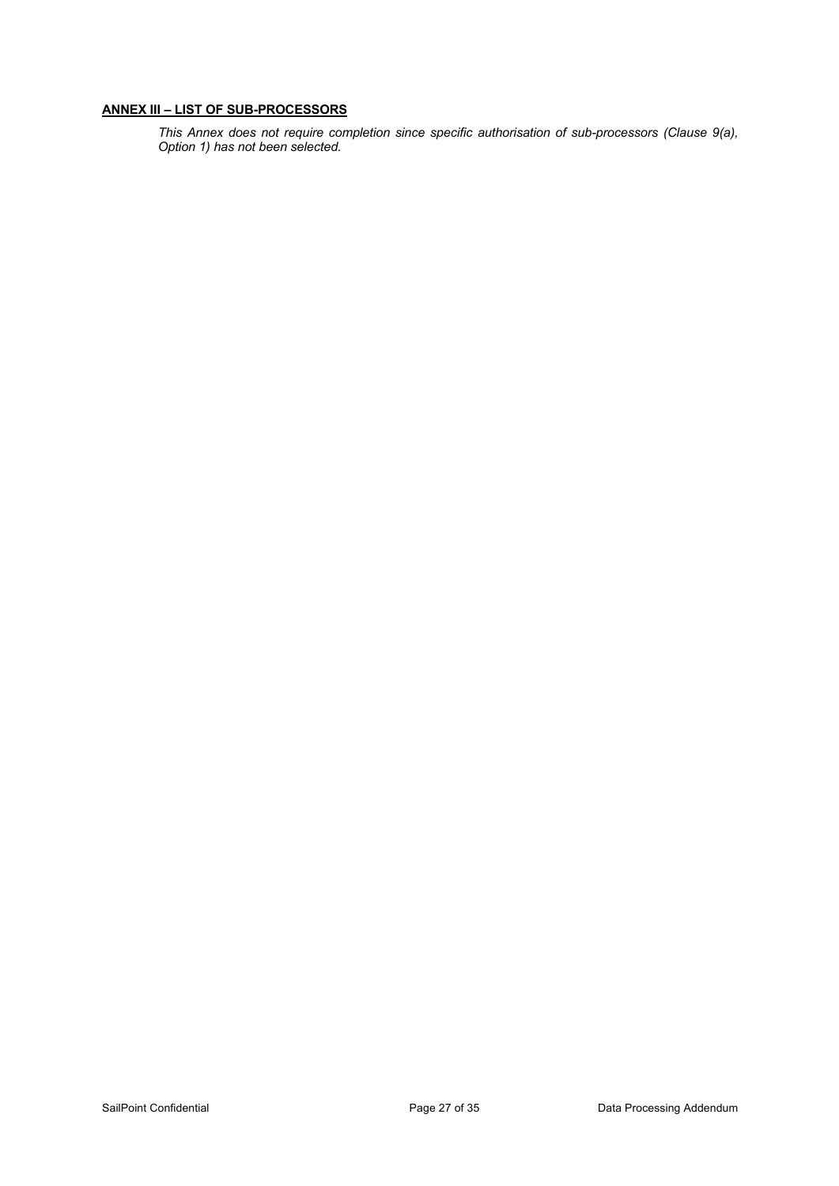**<u>ANNEX III – LIST OF SUB-PROCESSORS</u>**

*This Annex does not require completion since specific authorisation of sub-processors (Clause 9(a), Option 1) has not been selected.*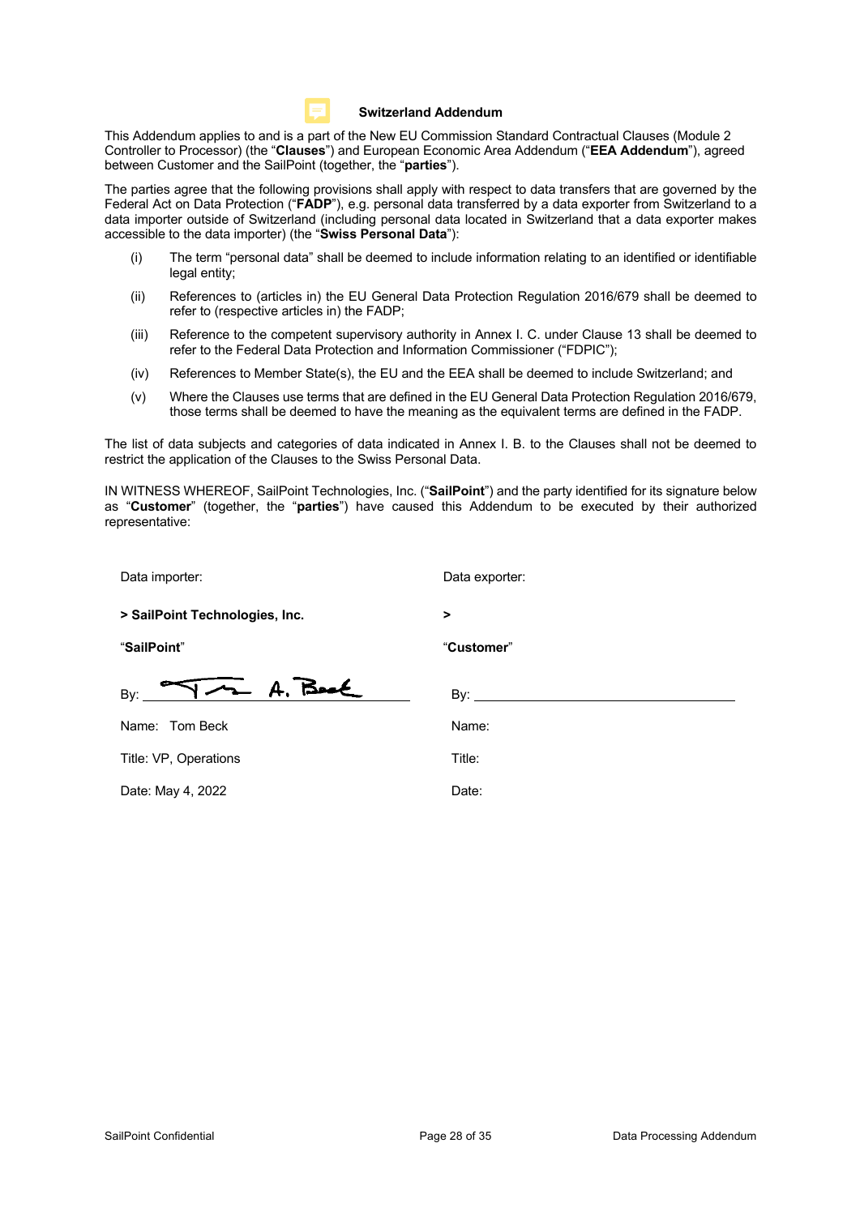## Switzerland Addendum

This Addendum applies to and is a part of the New EU Commission Standard Contractual Clauses (Module 2 Controller to Processor) (the "**Clauses**") and European Economic Area Addendum ("**EEA Addendum**"), agreed between Customer and the SailPoint (together, the "**parties**").

The parties agree that the following provisions shall apply with respect to data transfers that are governed by the Federal Act on Data Protection ("**FADP**"), e.g. personal data transferred by a data exporter from Switzerland to a data importer outside of Switzerland (including personal data located in Switzerland that a data exporter makes accessible to the data importer) (the "**Swiss Personal Data**"):

(i) The term "personal data" shall be deemed to include information relating to an identified or identifiable legal entity;

(ii) References to (articles in) the EU General Data Protection Regulation 2016/679 shall be deemed to refer to (respective articles in) the FADP;

(iii) Reference to the competent supervisory authority in Annex I. C. under Clause 13 shall be deemed to refer to the Federal Data Protection and Information Commissioner ("FDPIC");

(iv) References to Member State(s), the EU and the EEA shall be deemed to include Switzerland; and

(v) Where the Clauses use terms that are defined in the EU General Data Protection Regulation 2016/679, those terms shall be deemed to have the meaning as the equivalent terms are defined in the FADP.

The list of data subjects and categories of data indicated in Annex I. B. to the Clauses shall not be deemed to restrict the application of the Clauses to the Swiss Personal Data.

IN WITNESS WHEREOF, SailPoint Technologies, Inc. ("**SailPoint**") and the party identified for its signature below as "**Customer**" (together, the "**parties**") have caused this Addendum to be executed by their authorized representative:

| Data importer: | Data exporter: |
|---|---|
| **> SailPoint Technologies, Inc.** | **>** |
| "**SailPoint**" | "**Customer**" |
| By: Tom A. Beck | By: |
| Name: Tom Beck | Name: |
| Title: VP, Operations | Title: |
| Date: May 4, 2022 | Date: |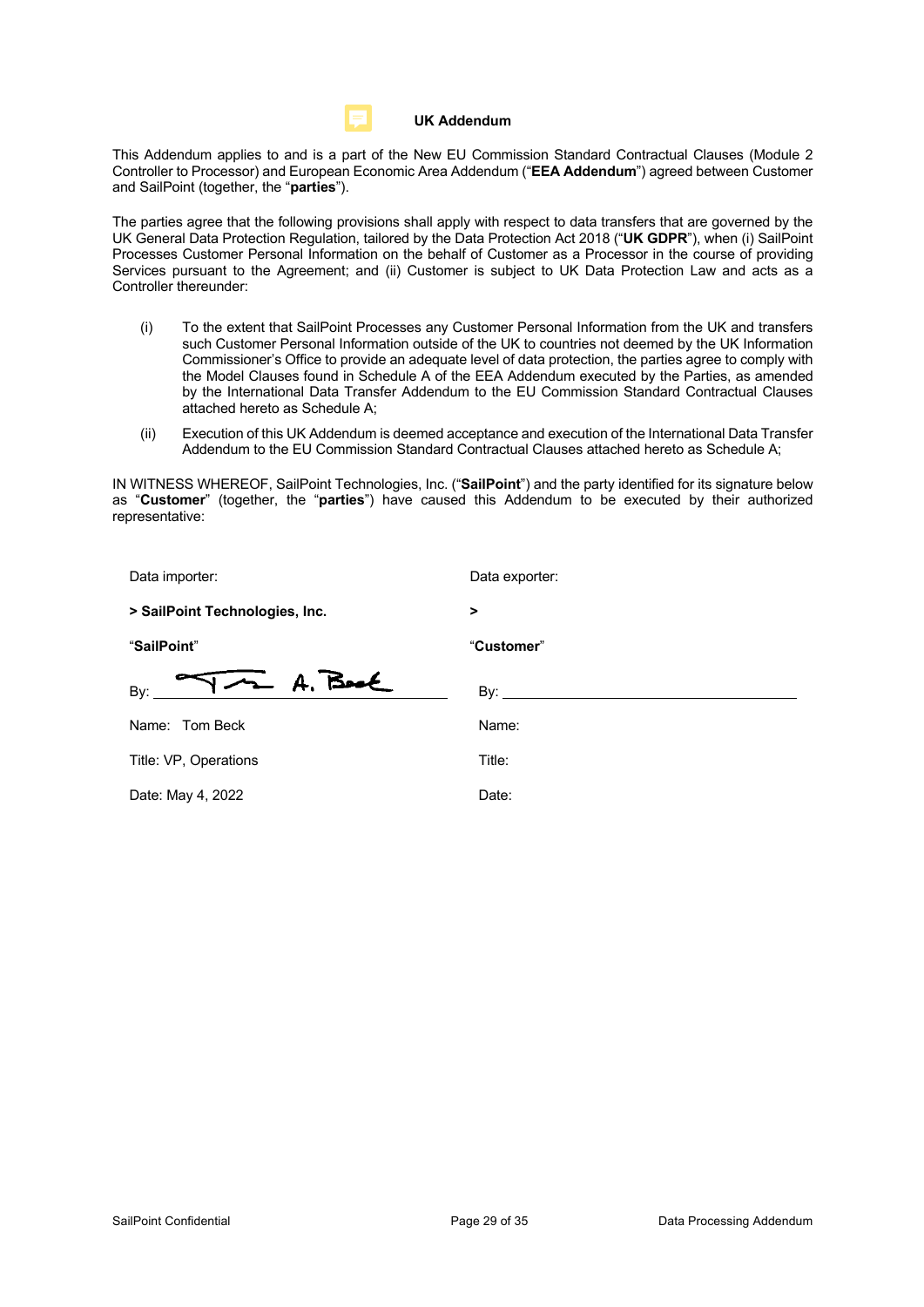## UK Addendum

This Addendum applies to and is a part of the New EU Commission Standard Contractual Clauses (Module 2 Controller to Processor) and European Economic Area Addendum ("**EEA Addendum**") agreed between Customer and SailPoint (together, the "**parties**").

The parties agree that the following provisions shall apply with respect to data transfers that are governed by the UK General Data Protection Regulation, tailored by the Data Protection Act 2018 ("**UK GDPR**"), when (i) SailPoint Processes Customer Personal Information on the behalf of Customer as a Processor in the course of providing Services pursuant to the Agreement; and (ii) Customer is subject to UK Data Protection Law and acts as a Controller thereunder:

(i) To the extent that SailPoint Processes any Customer Personal Information from the UK and transfers such Customer Personal Information outside of the UK to countries not deemed by the UK Information Commissioner's Office to provide an adequate level of data protection, the parties agree to comply with the Model Clauses found in Schedule A of the EEA Addendum executed by the Parties, as amended by the International Data Transfer Addendum to the EU Commission Standard Contractual Clauses attached hereto as Schedule A;

(ii) Execution of this UK Addendum is deemed acceptance and execution of the International Data Transfer Addendum to the EU Commission Standard Contractual Clauses attached hereto as Schedule A;

IN WITNESS WHEREOF, SailPoint Technologies, Inc. ("**SailPoint**") and the party identified for its signature below as "**Customer**" (together, the "**parties**") have caused this Addendum to be executed by their authorized representative:

| Data importer: | Data exporter: |
|---|---|
| **> SailPoint Technologies, Inc.** | **>** |
| "**SailPoint**" | "**Customer**" |
| By: Tom A. Beck | By: |
| Name: Tom Beck | Name: |
| Title: VP, Operations | Title: |
| Date: May 4, 2022 | Date: |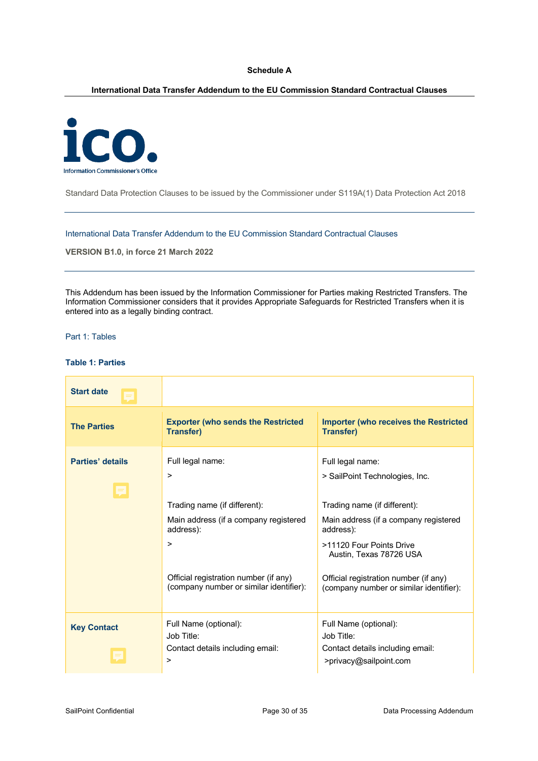**Schedule A**

**International Data Transfer Addendum to the EU Commission Standard Contractual Clauses**

ico.
Information Commissioner's Office

Standard Data Protection Clauses to be issued by the Commissioner under S119A(1) Data Protection Act 2018

International Data Transfer Addendum to the EU Commission Standard Contractual Clauses

**VERSION B1.0, in force 21 March 2022**

This Addendum has been issued by the Information Commissioner for Parties making Restricted Transfers. The Information Commissioner considers that it provides Appropriate Safeguards for Restricted Transfers when it is entered into as a legally binding contract.

Part 1: Tables

**Table 1: Parties**

| **Start date** | | |
|---|---|---|
| **The Parties** | **Exporter (who sends the Restricted Transfer)** | **Importer (who receives the Restricted Transfer)** |
| **Parties' details** | Full legal name:<br>><br><br>Trading name (if different):<br>Main address (if a company registered address):<br>><br><br>Official registration number (if any) (company number or similar identifier): | Full legal name:<br>> SailPoint Technologies, Inc.<br><br>Trading name (if different):<br>Main address (if a company registered address):<br>>11120 Four Points Drive<br>Austin, Texas 78726 USA<br><br>Official registration number (if any) (company number or similar identifier): |
| **Key Contact** | Full Name (optional):<br>Job Title:<br>Contact details including email:<br>> | Full Name (optional):<br>Job Title:<br>Contact details including email:<br>>privacy@sailpoint.com |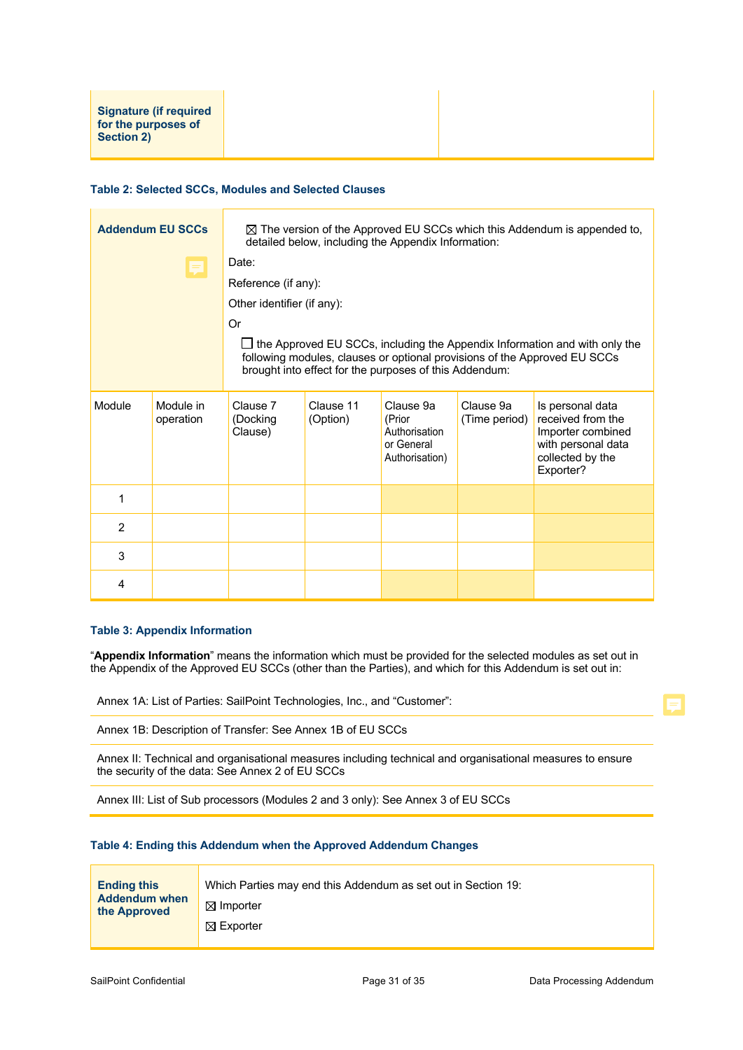| Signature (if required for the purposes of Section 2) | | |
|---|---|---|

**Table 2: Selected SCCs, Modules and Selected Clauses**

| Addendum EU SCCs | ☒ The version of the Approved EU SCCs which this Addendum is appended to, detailed below, including the Appendix Information:<br><br>Date:<br><br>Reference (if any):<br><br>Other identifier (if any):<br><br>Or<br><br>☐ the Approved EU SCCs, including the Appendix Information and with only the following modules, clauses or optional provisions of the Approved EU SCCs brought into effect for the purposes of this Addendum: |
|---|---|

| Module | Module in operation | Clause 7 (Docking Clause) | Clause 11 (Option) | Clause 9a (Prior Authorisation or General Authorisation) | Clause 9a (Time period) | Is personal data received from the Importer combined with personal data collected by the Exporter? |
|---|---|---|---|---|---|---|
| 1 | | | | | | |
| 2 | | | | | | |
| 3 | | | | | | |
| 4 | | | | | | |

**Table 3: Appendix Information**

"**Appendix Information**" means the information which must be provided for the selected modules as set out in the Appendix of the Approved EU SCCs (other than the Parties), and which for this Addendum is set out in:

| |
|---|
| Annex 1A: List of Parties: SailPoint Technologies, Inc., and "Customer": |
| Annex 1B: Description of Transfer: See Annex 1B of EU SCCs |
| Annex II: Technical and organisational measures including technical and organisational measures to ensure the security of the data: See Annex 2 of EU SCCs |
| Annex III: List of Sub processors (Modules 2 and 3 only): See Annex 3 of EU SCCs |

**Table 4: Ending this Addendum when the Approved Addendum Changes**

| Ending this Addendum when the Approved | Which Parties may end this Addendum as set out in Section 19:<br><br>☒ Importer<br><br>☒ Exporter |
|---|---|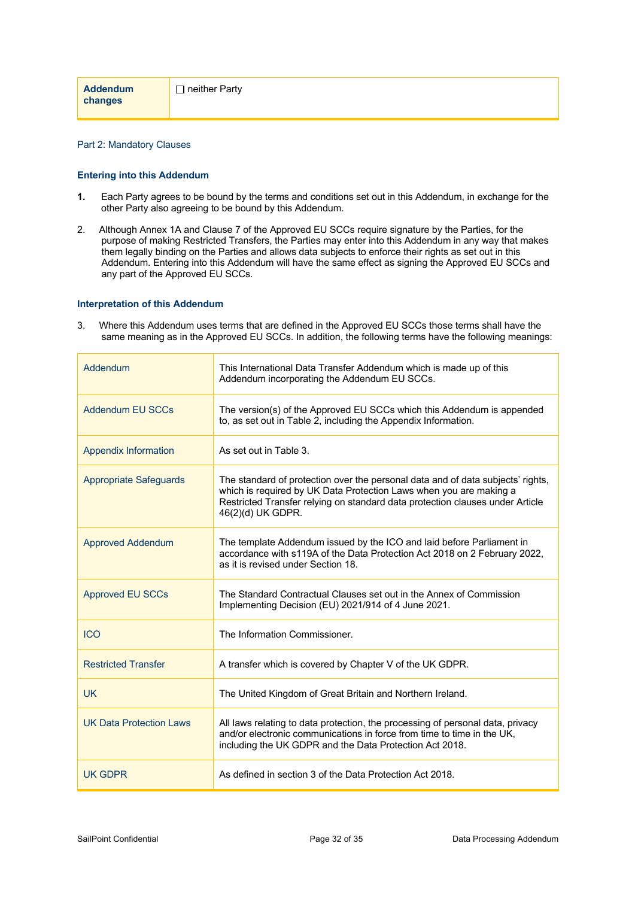| Addendum changes | ☐ neither Party |
|---|---|

Part 2: Mandatory Clauses

### Entering into this Addendum

1. Each Party agrees to be bound by the terms and conditions set out in this Addendum, in exchange for the other Party also agreeing to be bound by this Addendum.

2. Although Annex 1A and Clause 7 of the Approved EU SCCs require signature by the Parties, for the purpose of making Restricted Transfers, the Parties may enter into this Addendum in any way that makes them legally binding on the Parties and allows data subjects to enforce their rights as set out in this Addendum. Entering into this Addendum will have the same effect as signing the Approved EU SCCs and any part of the Approved EU SCCs.

### Interpretation of this Addendum

3. Where this Addendum uses terms that are defined in the Approved EU SCCs those terms shall have the same meaning as in the Approved EU SCCs. In addition, the following terms have the following meanings:

| Term | Meaning |
|---|---|
| Addendum | This International Data Transfer Addendum which is made up of this Addendum incorporating the Addendum EU SCCs. |
| Addendum EU SCCs | The version(s) of the Approved EU SCCs which this Addendum is appended to, as set out in Table 2, including the Appendix Information. |
| Appendix Information | As set out in Table 3. |
| Appropriate Safeguards | The standard of protection over the personal data and of data subjects' rights, which is required by UK Data Protection Laws when you are making a Restricted Transfer relying on standard data protection clauses under Article 46(2)(d) UK GDPR. |
| Approved Addendum | The template Addendum issued by the ICO and laid before Parliament in accordance with s119A of the Data Protection Act 2018 on 2 February 2022, as it is revised under Section 18. |
| Approved EU SCCs | The Standard Contractual Clauses set out in the Annex of Commission Implementing Decision (EU) 2021/914 of 4 June 2021. |
| ICO | The Information Commissioner. |
| Restricted Transfer | A transfer which is covered by Chapter V of the UK GDPR. |
| UK | The United Kingdom of Great Britain and Northern Ireland. |
| UK Data Protection Laws | All laws relating to data protection, the processing of personal data, privacy and/or electronic communications in force from time to time in the UK, including the UK GDPR and the Data Protection Act 2018. |
| UK GDPR | As defined in section 3 of the Data Protection Act 2018. |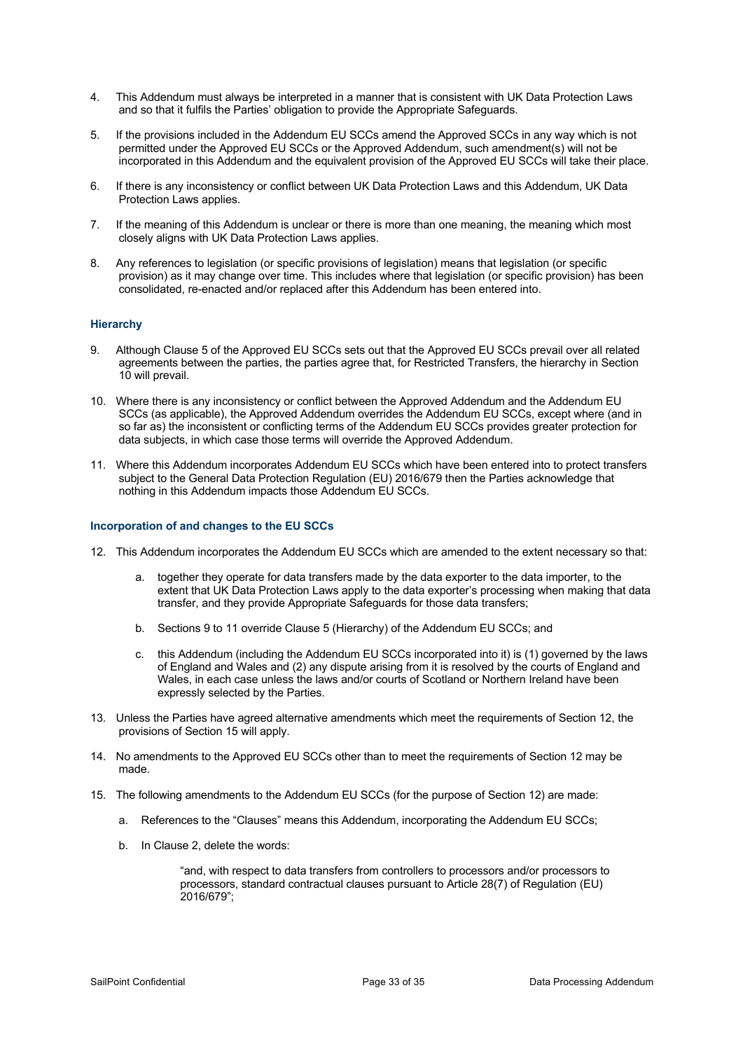4. This Addendum must always be interpreted in a manner that is consistent with UK Data Protection Laws and so that it fulfils the Parties' obligation to provide the Appropriate Safeguards.

5. If the provisions included in the Addendum EU SCCs amend the Approved SCCs in any way which is not permitted under the Approved EU SCCs or the Approved Addendum, such amendment(s) will not be incorporated in this Addendum and the equivalent provision of the Approved EU SCCs will take their place.

6. If there is any inconsistency or conflict between UK Data Protection Laws and this Addendum, UK Data Protection Laws applies.

7. If the meaning of this Addendum is unclear or there is more than one meaning, the meaning which most closely aligns with UK Data Protection Laws applies.

8. Any references to legislation (or specific provisions of legislation) means that legislation (or specific provision) as it may change over time. This includes where that legislation (or specific provision) has been consolidated, re-enacted and/or replaced after this Addendum has been entered into.

### Hierarchy

9. Although Clause 5 of the Approved EU SCCs sets out that the Approved EU SCCs prevail over all related agreements between the parties, the parties agree that, for Restricted Transfers, the hierarchy in Section 10 will prevail.

10. Where there is any inconsistency or conflict between the Approved Addendum and the Addendum EU SCCs (as applicable), the Approved Addendum overrides the Addendum EU SCCs, except where (and in so far as) the inconsistent or conflicting terms of the Addendum EU SCCs provides greater protection for data subjects, in which case those terms will override the Approved Addendum.

11. Where this Addendum incorporates Addendum EU SCCs which have been entered into to protect transfers subject to the General Data Protection Regulation (EU) 2016/679 then the Parties acknowledge that nothing in this Addendum impacts those Addendum EU SCCs.

### Incorporation of and changes to the EU SCCs

12. This Addendum incorporates the Addendum EU SCCs which are amended to the extent necessary so that:

    a. together they operate for data transfers made by the data exporter to the data importer, to the extent that UK Data Protection Laws apply to the data exporter's processing when making that data transfer, and they provide Appropriate Safeguards for those data transfers;

    b. Sections 9 to 11 override Clause 5 (Hierarchy) of the Addendum EU SCCs; and

    c. this Addendum (including the Addendum EU SCCs incorporated into it) is (1) governed by the laws of England and Wales and (2) any dispute arising from it is resolved by the courts of England and Wales, in each case unless the laws and/or courts of Scotland or Northern Ireland have been expressly selected by the Parties.

13. Unless the Parties have agreed alternative amendments which meet the requirements of Section 12, the provisions of Section 15 will apply.

14. No amendments to the Approved EU SCCs other than to meet the requirements of Section 12 may be made.

15. The following amendments to the Addendum EU SCCs (for the purpose of Section 12) are made:

    a. References to the "Clauses" means this Addendum, incorporating the Addendum EU SCCs;

    b. In Clause 2, delete the words:

        "and, with respect to data transfers from controllers to processors and/or processors to processors, standard contractual clauses pursuant to Article 28(7) of Regulation (EU) 2016/679";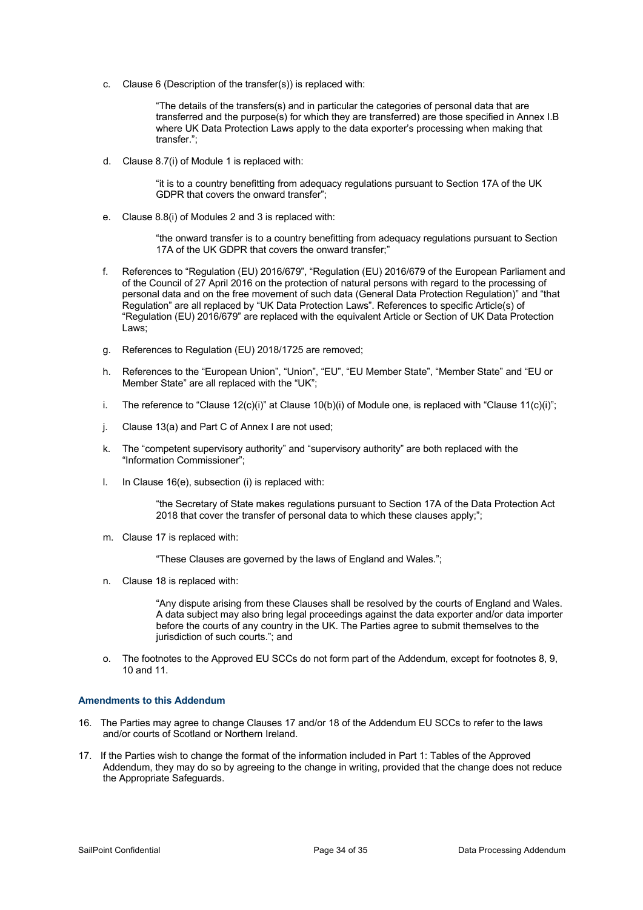c. Clause 6 (Description of the transfer(s)) is replaced with:

> "The details of the transfers(s) and in particular the categories of personal data that are transferred and the purpose(s) for which they are transferred) are those specified in Annex I.B where UK Data Protection Laws apply to the data exporter's processing when making that transfer.";

d. Clause 8.7(i) of Module 1 is replaced with:

> "it is to a country benefitting from adequacy regulations pursuant to Section 17A of the UK GDPR that covers the onward transfer";

e. Clause 8.8(i) of Modules 2 and 3 is replaced with:

> "the onward transfer is to a country benefitting from adequacy regulations pursuant to Section 17A of the UK GDPR that covers the onward transfer;"

f. References to "Regulation (EU) 2016/679", "Regulation (EU) 2016/679 of the European Parliament and of the Council of 27 April 2016 on the protection of natural persons with regard to the processing of personal data and on the free movement of such data (General Data Protection Regulation)" and "that Regulation" are all replaced by "UK Data Protection Laws". References to specific Article(s) of "Regulation (EU) 2016/679" are replaced with the equivalent Article or Section of UK Data Protection Laws;

g. References to Regulation (EU) 2018/1725 are removed;

h. References to the "European Union", "Union", "EU", "EU Member State", "Member State" and "EU or Member State" are all replaced with the "UK";

i. The reference to "Clause 12(c)(i)" at Clause 10(b)(i) of Module one, is replaced with "Clause 11(c)(i)";

j. Clause 13(a) and Part C of Annex I are not used;

k. The "competent supervisory authority" and "supervisory authority" are both replaced with the "Information Commissioner";

l. In Clause 16(e), subsection (i) is replaced with:

> "the Secretary of State makes regulations pursuant to Section 17A of the Data Protection Act 2018 that cover the transfer of personal data to which these clauses apply;";

m. Clause 17 is replaced with:

> "These Clauses are governed by the laws of England and Wales.";

n. Clause 18 is replaced with:

> "Any dispute arising from these Clauses shall be resolved by the courts of England and Wales. A data subject may also bring legal proceedings against the data exporter and/or data importer before the courts of any country in the UK. The Parties agree to submit themselves to the jurisdiction of such courts."; and

o. The footnotes to the Approved EU SCCs do not form part of the Addendum, except for footnotes 8, 9, 10 and 11.

### Amendments to this Addendum

16. The Parties may agree to change Clauses 17 and/or 18 of the Addendum EU SCCs to refer to the laws and/or courts of Scotland or Northern Ireland.

17. If the Parties wish to change the format of the information included in Part 1: Tables of the Approved Addendum, they may do so by agreeing to the change in writing, provided that the change does not reduce the Appropriate Safeguards.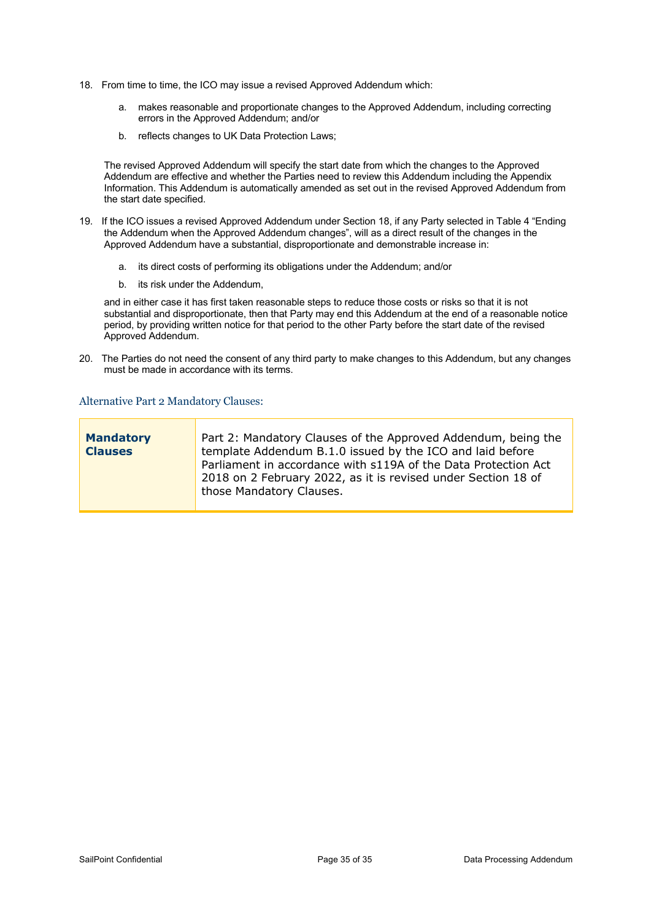18. From time to time, the ICO may issue a revised Approved Addendum which:

    a. makes reasonable and proportionate changes to the Approved Addendum, including correcting errors in the Approved Addendum; and/or

    b. reflects changes to UK Data Protection Laws;

    The revised Approved Addendum will specify the start date from which the changes to the Approved Addendum are effective and whether the Parties need to review this Addendum including the Appendix Information. This Addendum is automatically amended as set out in the revised Approved Addendum from the start date specified.

19. If the ICO issues a revised Approved Addendum under Section 18, if any Party selected in Table 4 "Ending the Addendum when the Approved Addendum changes", will as a direct result of the changes in the Approved Addendum have a substantial, disproportionate and demonstrable increase in:

    a. its direct costs of performing its obligations under the Addendum; and/or

    b. its risk under the Addendum,

    and in either case it has first taken reasonable steps to reduce those costs or risks so that it is not substantial and disproportionate, then that Party may end this Addendum at the end of a reasonable notice period, by providing written notice for that period to the other Party before the start date of the revised Approved Addendum.

20. The Parties do not need the consent of any third party to make changes to this Addendum, but any changes must be made in accordance with its terms.

### Alternative Part 2 Mandatory Clauses:

| | |
|---|---|
| **Mandatory Clauses** | Part 2: Mandatory Clauses of the Approved Addendum, being the template Addendum B.1.0 issued by the ICO and laid before Parliament in accordance with s119A of the Data Protection Act 2018 on 2 February 2022, as it is revised under Section 18 of those Mandatory Clauses. |